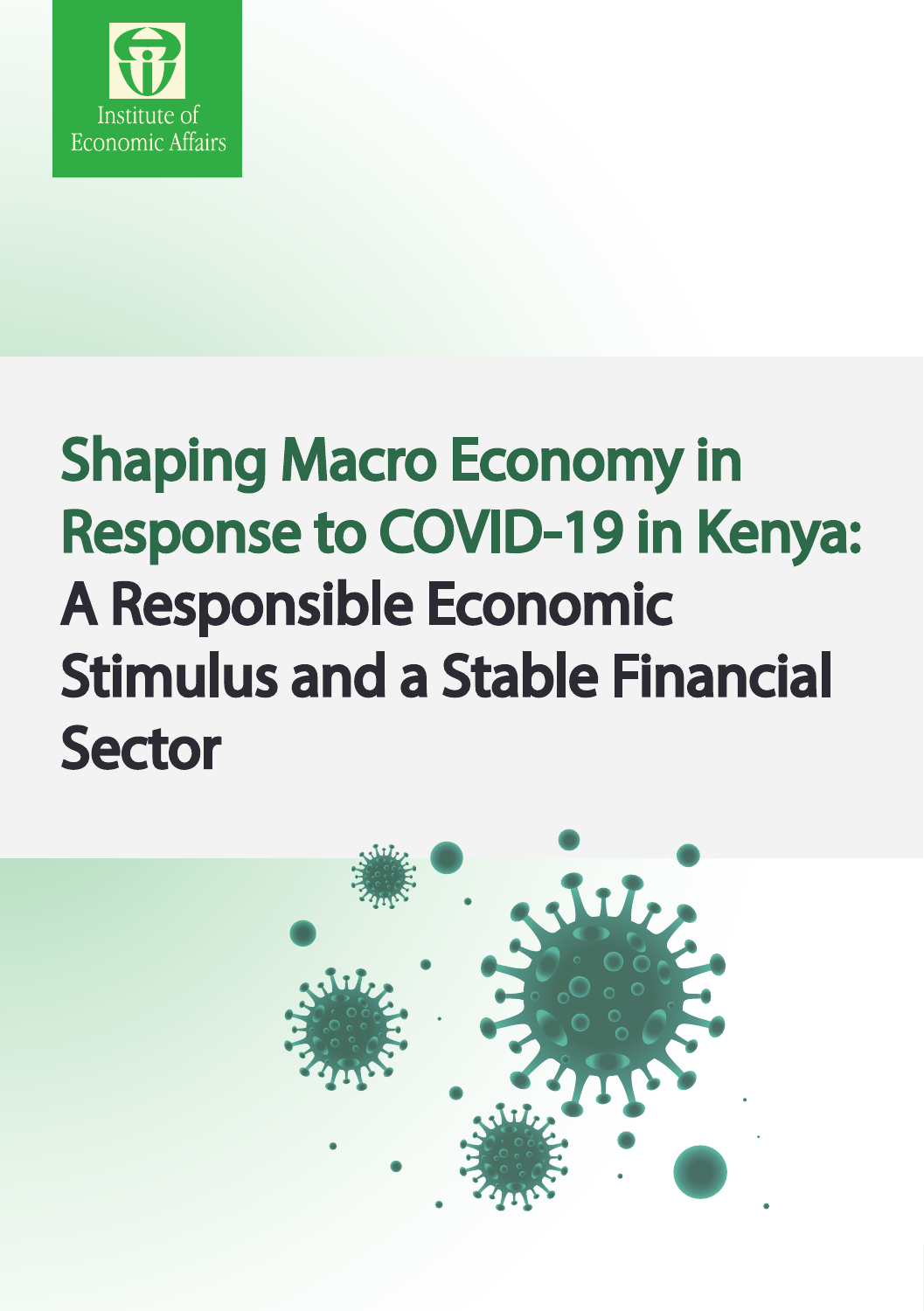Institute of Economic Affairs

# Shaping Macro Economy in Response to COVID-19 in Kenya: A Responsible Economic Stimulus and a Stable Financial Sector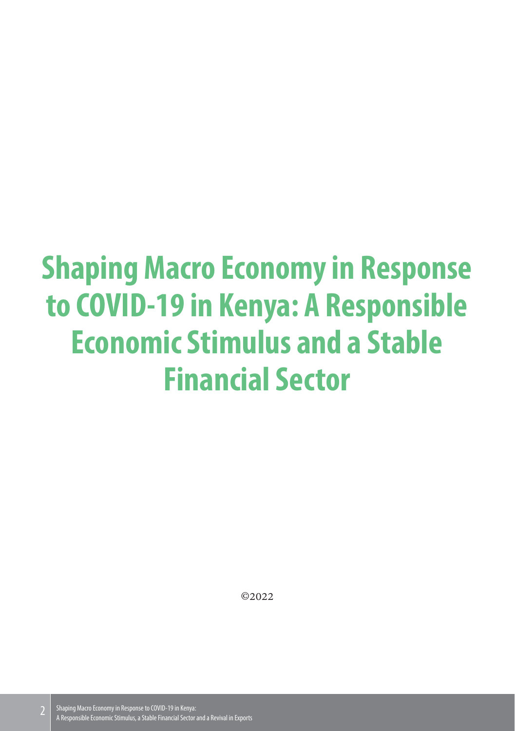# Shaping Macro Economy in Response to COVID-19 in Kenya: A Responsible Economic Stimulus and a Stable Financial Sector

©2022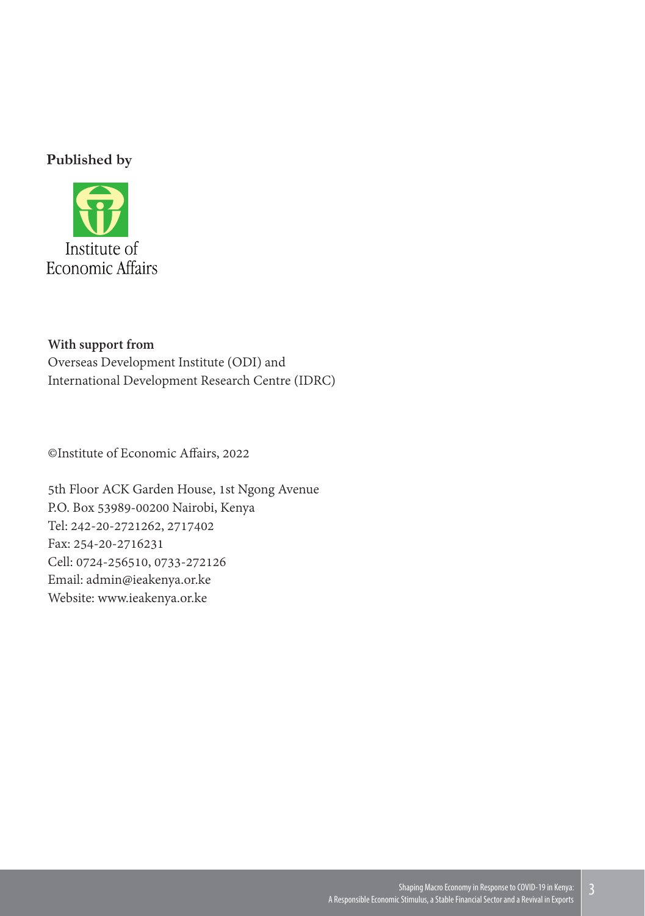**Published by**

Institute of Economic Affairs

**With support from**
Overseas Development Institute (ODI) and
International Development Research Centre (IDRC)

©Institute of Economic Affairs, 2022

5th Floor ACK Garden House, 1st Ngong Avenue
P.O. Box 53989-00200 Nairobi, Kenya
Tel: 242-20-2721262, 2717402
Fax: 254-20-2716231
Cell: 0724-256510, 0733-272126
Email: admin@ieakenya.or.ke
Website: www.ieakenya.or.ke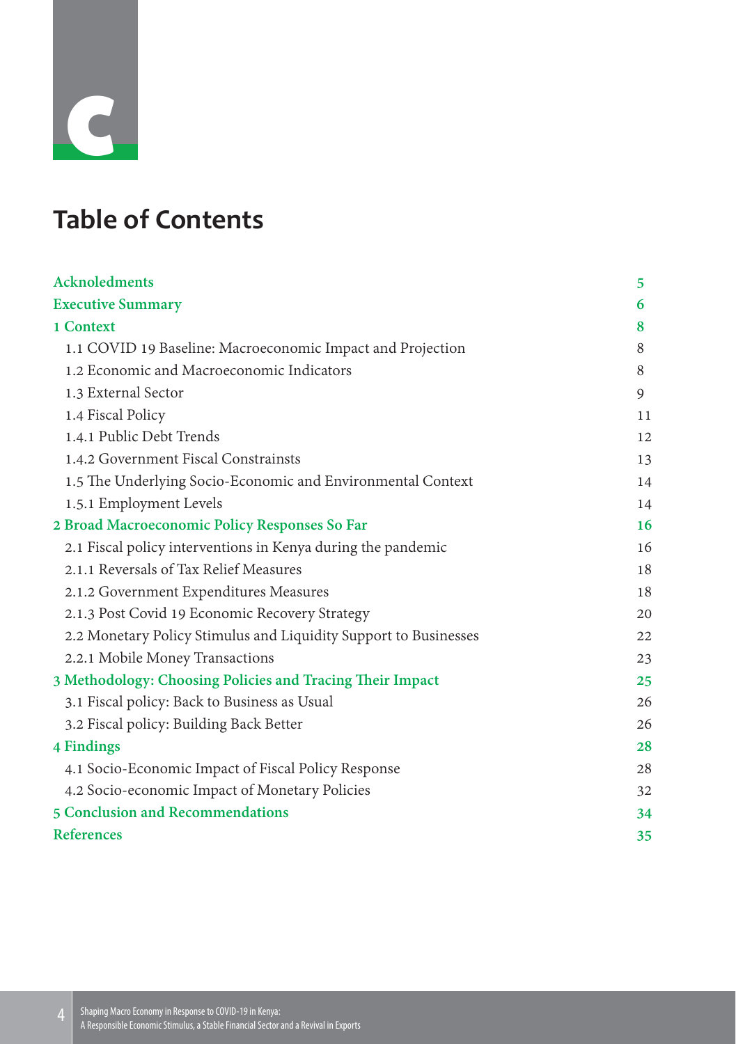# Table of Contents

| | |
|---|---|
| **Acknoledgments** | **5** |
| **Executive Summary** | **6** |
| **1 Context** | **8** |
| 1.1 COVID 19 Baseline: Macroeconomic Impact and Projection | 8 |
| 1.2 Economic and Macroeconomic Indicators | 8 |
| 1.3 External Sector | 9 |
| 1.4 Fiscal Policy | 11 |
| 1.4.1 Public Debt Trends | 12 |
| 1.4.2 Government Fiscal Constrainsts | 13 |
| 1.5 The Underlying Socio-Economic and Environmental Context | 14 |
| 1.5.1 Employment Levels | 14 |
| **2 Broad Macroeconomic Policy Responses So Far** | **16** |
| 2.1 Fiscal policy interventions in Kenya during the pandemic | 16 |
| 2.1.1 Reversals of Tax Relief Measures | 18 |
| 2.1.2 Government Expenditures Measures | 18 |
| 2.1.3 Post Covid 19 Economic Recovery Strategy | 20 |
| 2.2 Monetary Policy Stimulus and Liquidity Support to Businesses | 22 |
| 2.2.1 Mobile Money Transactions | 23 |
| **3 Methodology: Choosing Policies and Tracing Their Impact** | **25** |
| 3.1 Fiscal policy: Back to Business as Usual | 26 |
| 3.2 Fiscal policy: Building Back Better | 26 |
| **4 Findings** | **28** |
| 4.1 Socio-Economic Impact of Fiscal Policy Response | 28 |
| 4.2 Socio-economic Impact of Monetary Policies | 32 |
| **5 Conclusion and Recommendations** | **34** |
| **References** | **35** |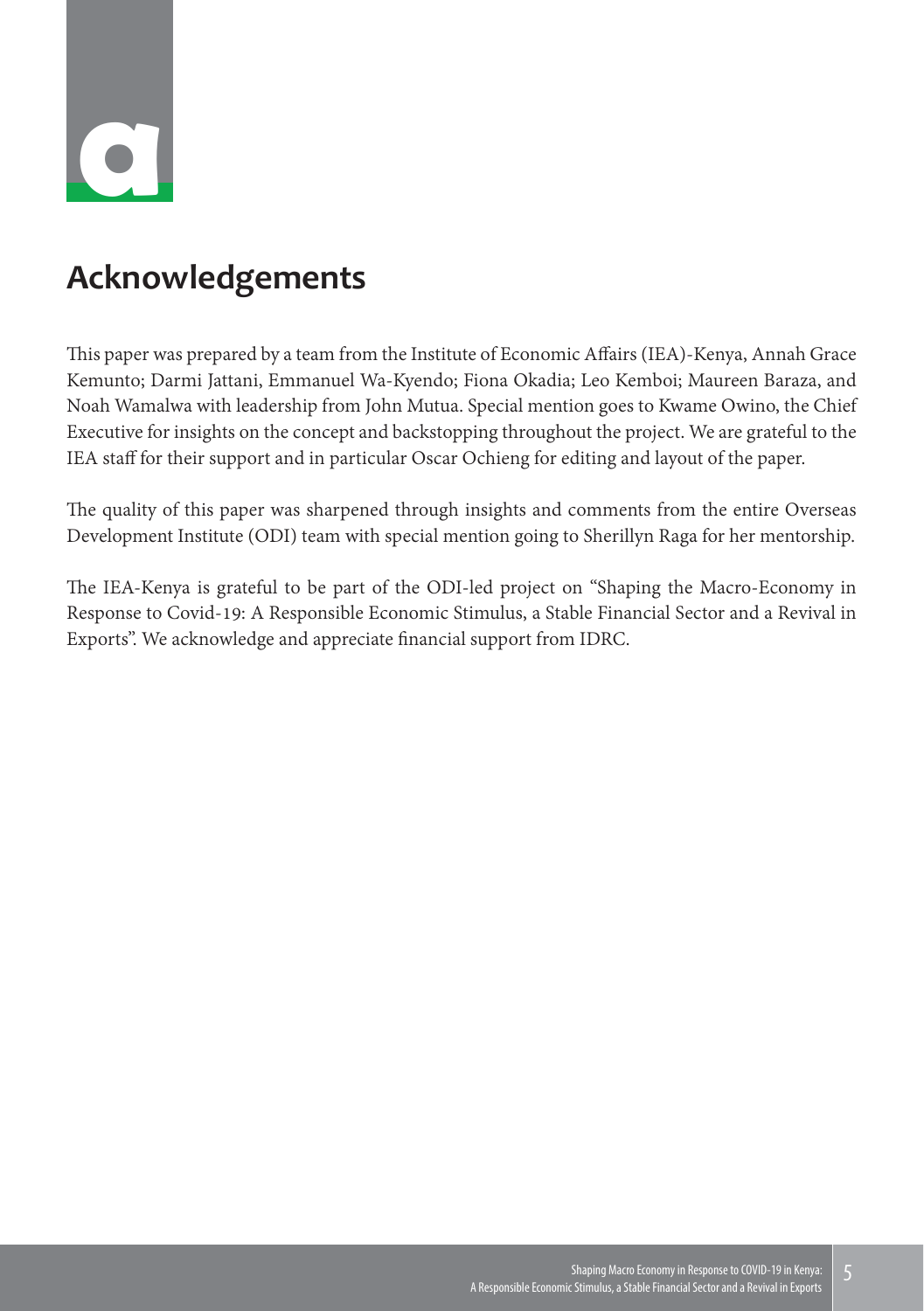# Acknowledgements

This paper was prepared by a team from the Institute of Economic Affairs (IEA)-Kenya, Annah Grace Kemunto; Darmi Jattani, Emmanuel Wa-Kyendo; Fiona Okadia; Leo Kemboi; Maureen Baraza, and Noah Wamalwa with leadership from John Mutua. Special mention goes to Kwame Owino, the Chief Executive for insights on the concept and backstopping throughout the project. We are grateful to the IEA staff for their support and in particular Oscar Ochieng for editing and layout of the paper.

The quality of this paper was sharpened through insights and comments from the entire Overseas Development Institute (ODI) team with special mention going to Sherillyn Raga for her mentorship.

The IEA-Kenya is grateful to be part of the ODI-led project on "Shaping the Macro-Economy in Response to Covid-19: A Responsible Economic Stimulus, a Stable Financial Sector and a Revival in Exports". We acknowledge and appreciate financial support from IDRC.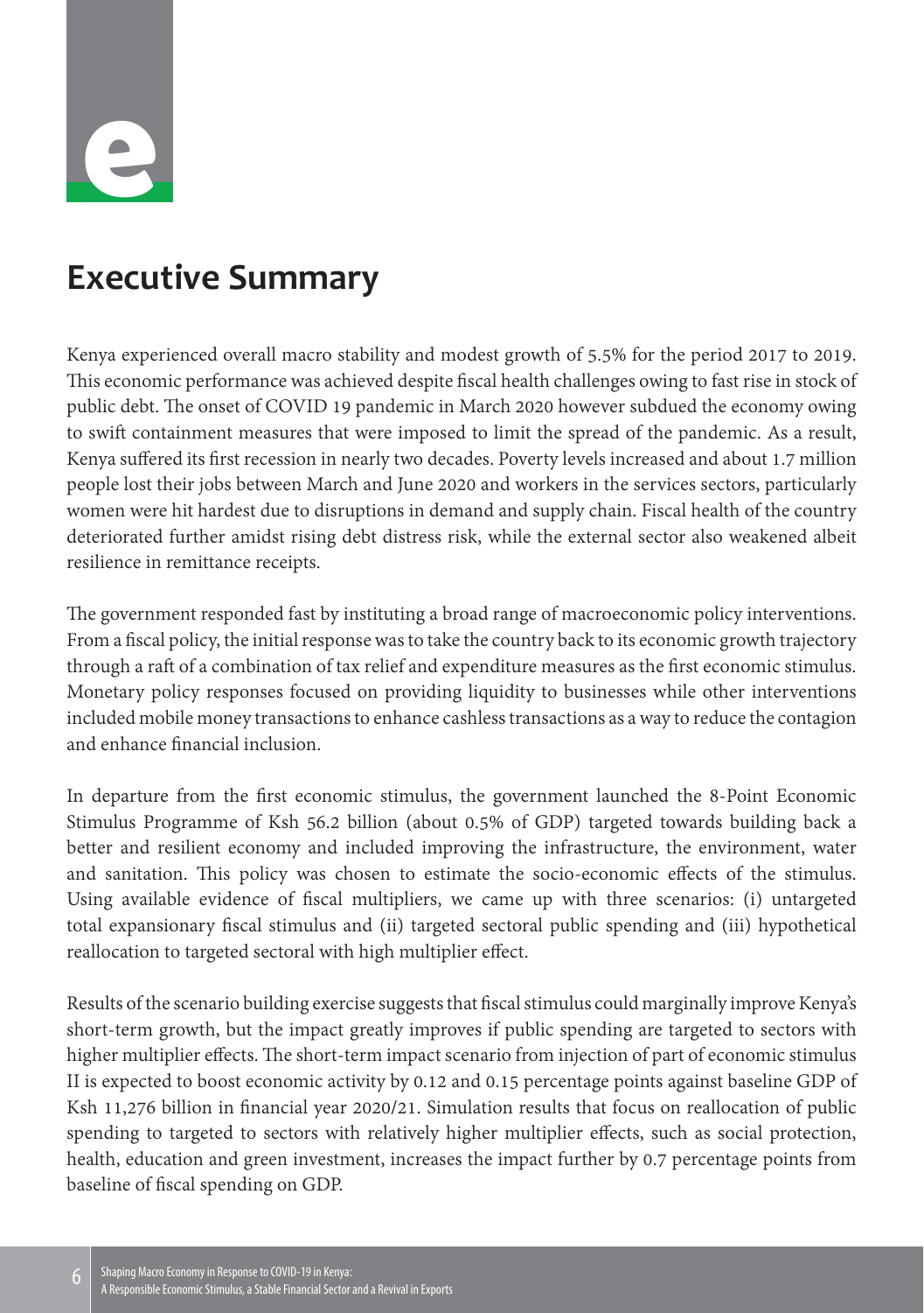# Executive Summary

Kenya experienced overall macro stability and modest growth of 5.5% for the period 2017 to 2019. This economic performance was achieved despite fiscal health challenges owing to fast rise in stock of public debt. The onset of COVID 19 pandemic in March 2020 however subdued the economy owing to swift containment measures that were imposed to limit the spread of the pandemic. As a result, Kenya suffered its first recession in nearly two decades. Poverty levels increased and about 1.7 million people lost their jobs between March and June 2020 and workers in the services sectors, particularly women were hit hardest due to disruptions in demand and supply chain. Fiscal health of the country deteriorated further amidst rising debt distress risk, while the external sector also weakened albeit resilience in remittance receipts.

The government responded fast by instituting a broad range of macroeconomic policy interventions. From a fiscal policy, the initial response was to take the country back to its economic growth trajectory through a raft of a combination of tax relief and expenditure measures as the first economic stimulus. Monetary policy responses focused on providing liquidity to businesses while other interventions included mobile money transactions to enhance cashless transactions as a way to reduce the contagion and enhance financial inclusion.

In departure from the first economic stimulus, the government launched the 8-Point Economic Stimulus Programme of Ksh 56.2 billion (about 0.5% of GDP) targeted towards building back a better and resilient economy and included improving the infrastructure, the environment, water and sanitation. This policy was chosen to estimate the socio-economic effects of the stimulus. Using available evidence of fiscal multipliers, we came up with three scenarios: (i) untargeted total expansionary fiscal stimulus and (ii) targeted sectoral public spending and (iii) hypothetical reallocation to targeted sectoral with high multiplier effect.

Results of the scenario building exercise suggests that fiscal stimulus could marginally improve Kenya's short-term growth, but the impact greatly improves if public spending are targeted to sectors with higher multiplier effects. The short-term impact scenario from injection of part of economic stimulus II is expected to boost economic activity by 0.12 and 0.15 percentage points against baseline GDP of Ksh 11,276 billion in financial year 2020/21. Simulation results that focus on reallocation of public spending to targeted to sectors with relatively higher multiplier effects, such as social protection, health, education and green investment, increases the impact further by 0.7 percentage points from baseline of fiscal spending on GDP.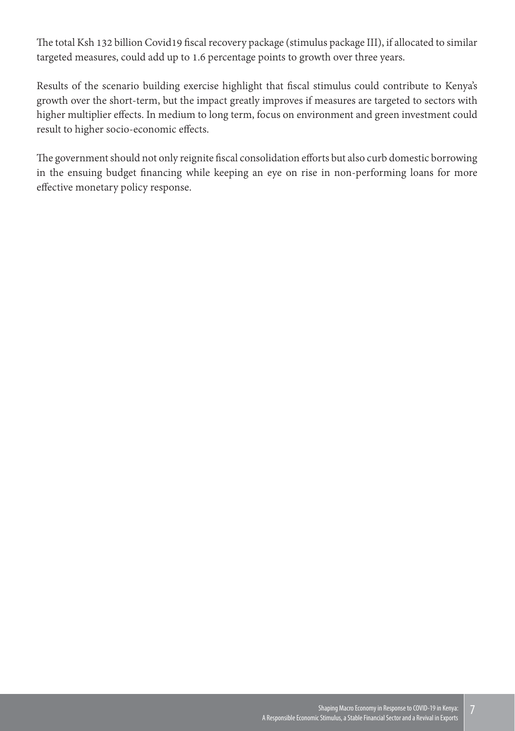The total Ksh 132 billion Covid19 fiscal recovery package (stimulus package III), if allocated to similar targeted measures, could add up to 1.6 percentage points to growth over three years.

Results of the scenario building exercise highlight that fiscal stimulus could contribute to Kenya's growth over the short-term, but the impact greatly improves if measures are targeted to sectors with higher multiplier effects. In medium to long term, focus on environment and green investment could result to higher socio-economic effects.

The government should not only reignite fiscal consolidation efforts but also curb domestic borrowing in the ensuing budget financing while keeping an eye on rise in non-performing loans for more effective monetary policy response.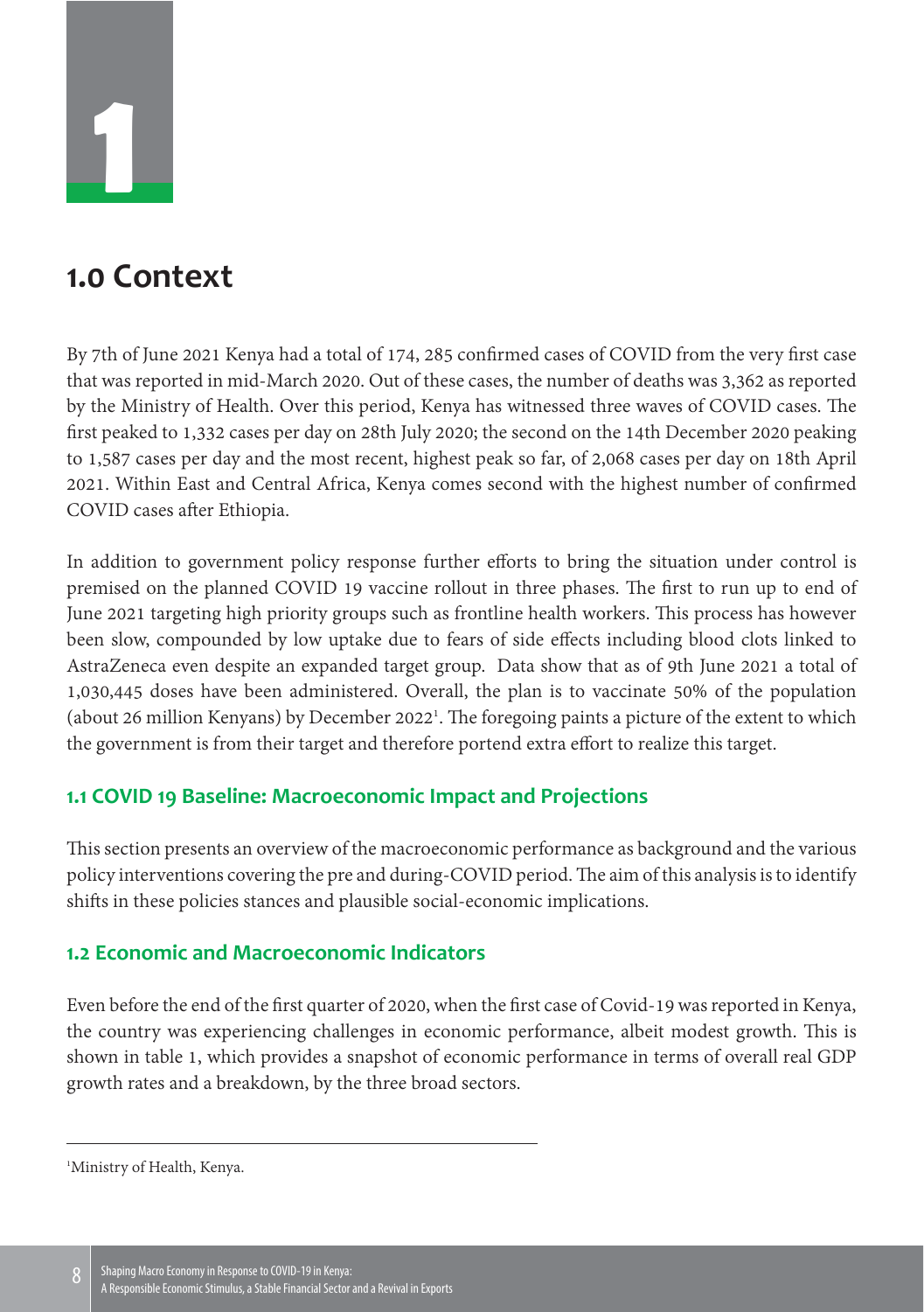# 1.0 Context

By 7th of June 2021 Kenya had a total of 174, 285 confirmed cases of COVID from the very first case that was reported in mid-March 2020. Out of these cases, the number of deaths was 3,362 as reported by the Ministry of Health. Over this period, Kenya has witnessed three waves of COVID cases. The first peaked to 1,332 cases per day on 28th July 2020; the second on the 14th December 2020 peaking to 1,587 cases per day and the most recent, highest peak so far, of 2,068 cases per day on 18th April 2021. Within East and Central Africa, Kenya comes second with the highest number of confirmed COVID cases after Ethiopia.

In addition to government policy response further efforts to bring the situation under control is premised on the planned COVID 19 vaccine rollout in three phases. The first to run up to end of June 2021 targeting high priority groups such as frontline health workers. This process has however been slow, compounded by low uptake due to fears of side effects including blood clots linked to AstraZeneca even despite an expanded target group. Data show that as of 9th June 2021 a total of 1,030,445 doses have been administered. Overall, the plan is to vaccinate 50% of the population (about 26 million Kenyans) by December 2022[1]. The foregoing paints a picture of the extent to which the government is from their target and therefore portend extra effort to realize this target.

## 1.1 COVID 19 Baseline: Macroeconomic Impact and Projections

This section presents an overview of the macroeconomic performance as background and the various policy interventions covering the pre and during-COVID period. The aim of this analysis is to identify shifts in these policies stances and plausible social-economic implications.

## 1.2 Economic and Macroeconomic Indicators

Even before the end of the first quarter of 2020, when the first case of Covid-19 was reported in Kenya, the country was experiencing challenges in economic performance, albeit modest growth. This is shown in table 1, which provides a snapshot of economic performance in terms of overall real GDP growth rates and a breakdown, by the three broad sectors.

---

[1] Ministry of Health, Kenya.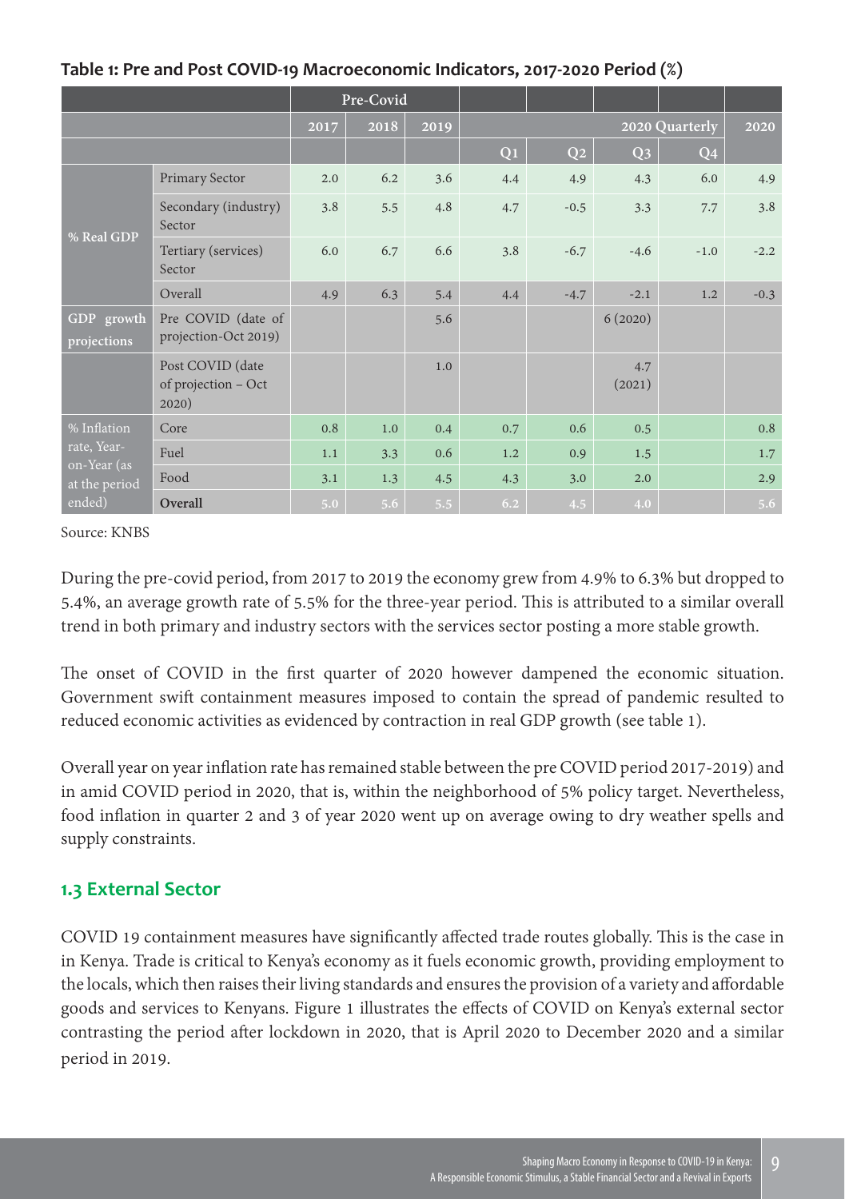**Table 1: Pre and Post COVID-19 Macroeconomic Indicators, 2017-2020 Period (%)**

| | | Pre-Covid | | | | | | | |
|---|---|---|---|---|---|---|---|---|---|
| | | 2017 | 2018 | 2019 | 2020 Quarterly | | | | 2020 |
| | | | | | Q1 | Q2 | Q3 | Q4 | |
| % Real GDP | Primary Sector | 2.0 | 6.2 | 3.6 | 4.4 | 4.9 | 4.3 | 6.0 | 4.9 |
| | Secondary (industry) Sector | 3.8 | 5.5 | 4.8 | 4.7 | -0.5 | 3.3 | 7.7 | 3.8 |
| | Tertiary (services) Sector | 6.0 | 6.7 | 6.6 | 3.8 | -6.7 | -4.6 | -1.0 | -2.2 |
| | Overall | 4.9 | 6.3 | 5.4 | 4.4 | -4.7 | -2.1 | 1.2 | -0.3 |
| GDP growth projections | Pre COVID (date of projection-Oct 2019) | | | 5.6 | | | 6 (2020) | | |
| | Post COVID (date of projection – Oct 2020) | | | 1.0 | | | 4.7 (2021) | | |
| % Inflation rate, Year-on-Year (as at the period ended) | Core | 0.8 | 1.0 | 0.4 | 0.7 | 0.6 | 0.5 | | 0.8 |
| | Fuel | 1.1 | 3.3 | 0.6 | 1.2 | 0.9 | 1.5 | | 1.7 |
| | Food | 3.1 | 1.3 | 4.5 | 4.3 | 3.0 | 2.0 | | 2.9 |
| | **Overall** | 5.0 | 5.6 | 5.5 | 6.2 | 4.5 | 4.0 | | 5.6 |

Source: KNBS

During the pre-covid period, from 2017 to 2019 the economy grew from 4.9% to 6.3% but dropped to 5.4%, an average growth rate of 5.5% for the three-year period. This is attributed to a similar overall trend in both primary and industry sectors with the services sector posting a more stable growth.

The onset of COVID in the first quarter of 2020 however dampened the economic situation. Government swift containment measures imposed to contain the spread of pandemic resulted to reduced economic activities as evidenced by contraction in real GDP growth (see table 1).

Overall year on year inflation rate has remained stable between the pre COVID period 2017-2019) and in amid COVID period in 2020, that is, within the neighborhood of 5% policy target. Nevertheless, food inflation in quarter 2 and 3 of year 2020 went up on average owing to dry weather spells and supply constraints.

## 1.3 External Sector

COVID 19 containment measures have significantly affected trade routes globally. This is the case in in Kenya. Trade is critical to Kenya's economy as it fuels economic growth, providing employment to the locals, which then raises their living standards and ensures the provision of a variety and affordable goods and services to Kenyans. Figure 1 illustrates the effects of COVID on Kenya's external sector contrasting the period after lockdown in 2020, that is April 2020 to December 2020 and a similar period in 2019.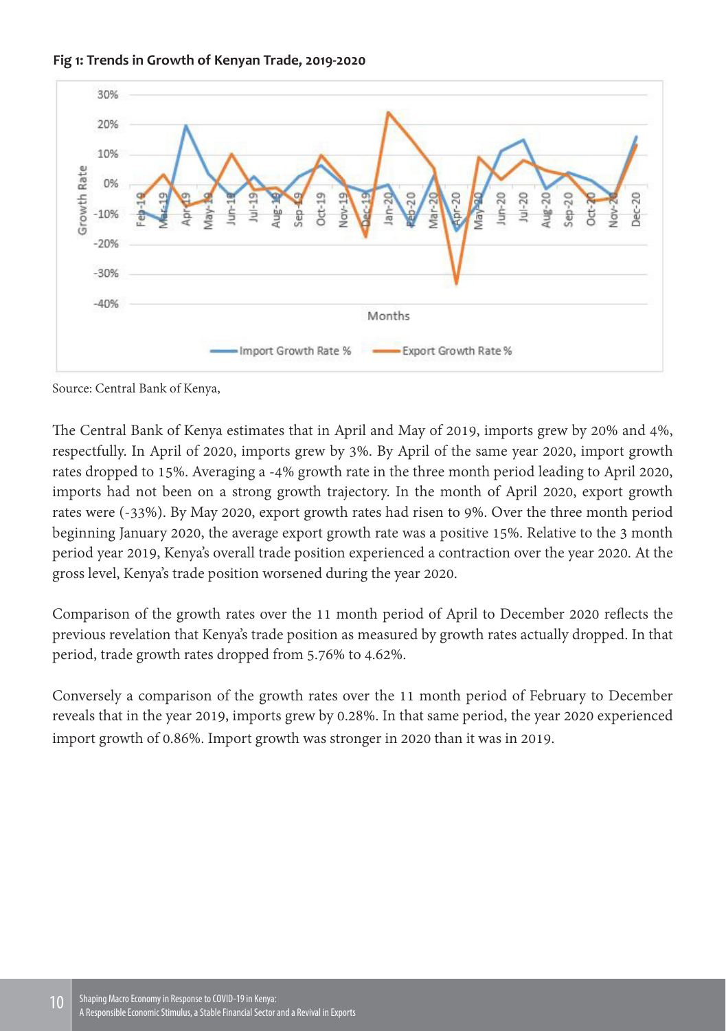**Fig 1: Trends in Growth of Kenyan Trade, 2019-2020**

Source: Central Bank of Kenya,

The Central Bank of Kenya estimates that in April and May of 2019, imports grew by 20% and 4%, respectfully. In April of 2020, imports grew by 3%. By April of the same year 2020, import growth rates dropped to 15%. Averaging a -4% growth rate in the three month period leading to April 2020, imports had not been on a strong growth trajectory. In the month of April 2020, export growth rates were (-33%). By May 2020, export growth rates had risen to 9%. Over the three month period beginning January 2020, the average export growth rate was a positive 15%. Relative to the 3 month period year 2019, Kenya's overall trade position experienced a contraction over the year 2020. At the gross level, Kenya's trade position worsened during the year 2020.

Comparison of the growth rates over the 11 month period of April to December 2020 reflects the previous revelation that Kenya's trade position as measured by growth rates actually dropped. In that period, trade growth rates dropped from 5.76% to 4.62%.

Conversely a comparison of the growth rates over the 11 month period of February to December reveals that in the year 2019, imports grew by 0.28%. In that same period, the year 2020 experienced import growth of 0.86%. Import growth was stronger in 2020 than it was in 2019.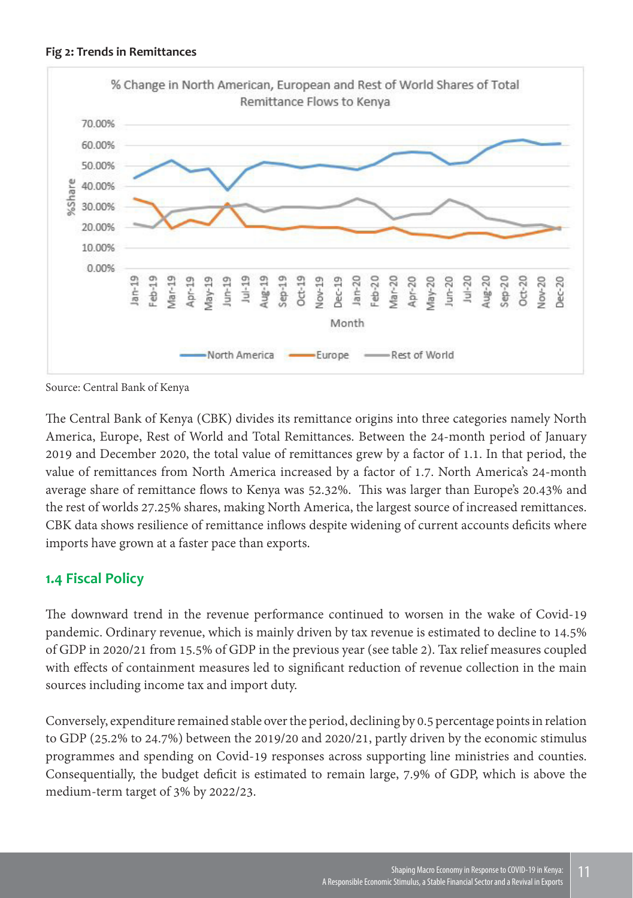**Fig 2: Trends in Remittances**

Source: Central Bank of Kenya

The Central Bank of Kenya (CBK) divides its remittance origins into three categories namely North America, Europe, Rest of World and Total Remittances. Between the 24-month period of January 2019 and December 2020, the total value of remittances grew by a factor of 1.1. In that period, the value of remittances from North America increased by a factor of 1.7. North America's 24-month average share of remittance flows to Kenya was 52.32%. This was larger than Europe's 20.43% and the rest of worlds 27.25% shares, making North America, the largest source of increased remittances. CBK data shows resilience of remittance inflows despite widening of current accounts deficits where imports have grown at a faster pace than exports.

### 1.4 Fiscal Policy

The downward trend in the revenue performance continued to worsen in the wake of Covid-19 pandemic. Ordinary revenue, which is mainly driven by tax revenue is estimated to decline to 14.5% of GDP in 2020/21 from 15.5% of GDP in the previous year (see table 2). Tax relief measures coupled with effects of containment measures led to significant reduction of revenue collection in the main sources including income tax and import duty.

Conversely, expenditure remained stable over the period, declining by 0.5 percentage points in relation to GDP (25.2% to 24.7%) between the 2019/20 and 2020/21, partly driven by the economic stimulus programmes and spending on Covid-19 responses across supporting line ministries and counties. Consequentially, the budget deficit is estimated to remain large, 7.9% of GDP, which is above the medium-term target of 3% by 2022/23.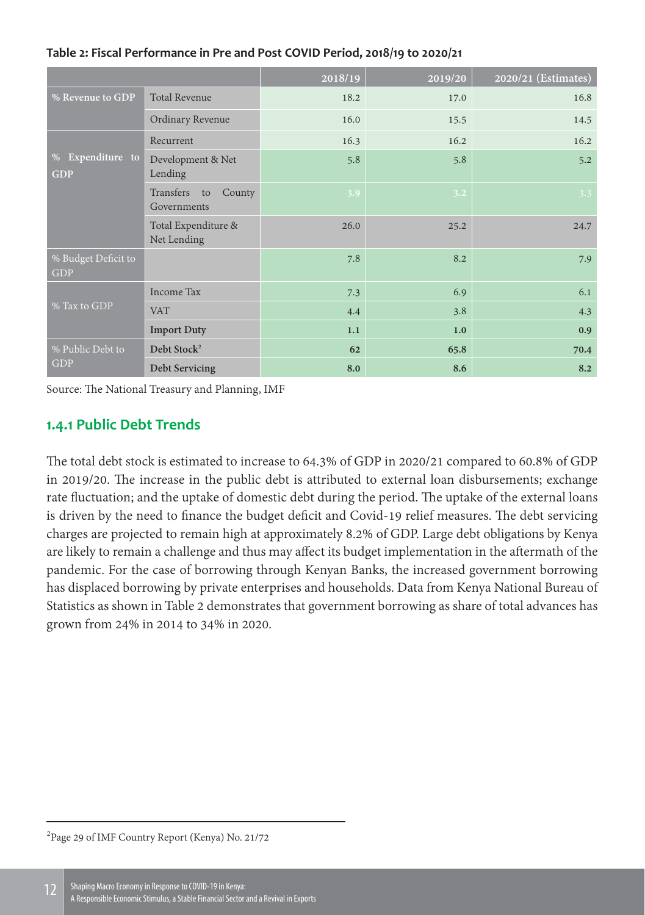**Table 2: Fiscal Performance in Pre and Post COVID Period, 2018/19 to 2020/21**

| | | 2018/19 | 2019/20 | 2020/21 (Estimates) |
|---|---|---|---|---|
| % Revenue to GDP | Total Revenue | 18.2 | 17.0 | 16.8 |
| | Ordinary Revenue | 16.0 | 15.5 | 14.5 |
| % Expenditure to GDP | Recurrent | 16.3 | 16.2 | 16.2 |
| | Development & Net Lending | 5.8 | 5.8 | 5.2 |
| | Transfers to County Governments | 3.9 | 3.2 | 3.3 |
| | Total Expenditure & Net Lending | 26.0 | 25.2 | 24.7 |
| % Budget Deficit to GDP | | 7.8 | 8.2 | 7.9 |
| % Tax to GDP | Income Tax | 7.3 | 6.9 | 6.1 |
| | VAT | 4.4 | 3.8 | 4.3 |
| | **Import Duty** | **1.1** | **1.0** | **0.9** |
| % Public Debt to GDP | **Debt Stock**[2] | **62** | **65.8** | **70.4** |
| | **Debt Servicing** | **8.0** | **8.6** | **8.2** |

Source: The National Treasury and Planning, IMF

### 1.4.1 Public Debt Trends

The total debt stock is estimated to increase to 64.3% of GDP in 2020/21 compared to 60.8% of GDP in 2019/20. The increase in the public debt is attributed to external loan disbursements; exchange rate fluctuation; and the uptake of domestic debt during the period. The uptake of the external loans is driven by the need to finance the budget deficit and Covid-19 relief measures. The debt servicing charges are projected to remain high at approximately 8.2% of GDP. Large debt obligations by Kenya are likely to remain a challenge and thus may affect its budget implementation in the aftermath of the pandemic. For the case of borrowing through Kenyan Banks, the increased government borrowing has displaced borrowing by private enterprises and households. Data from Kenya National Bureau of Statistics as shown in Table 2 demonstrates that government borrowing as share of total advances has grown from 24% in 2014 to 34% in 2020.

---

[2] Page 29 of IMF Country Report (Kenya) No. 21/72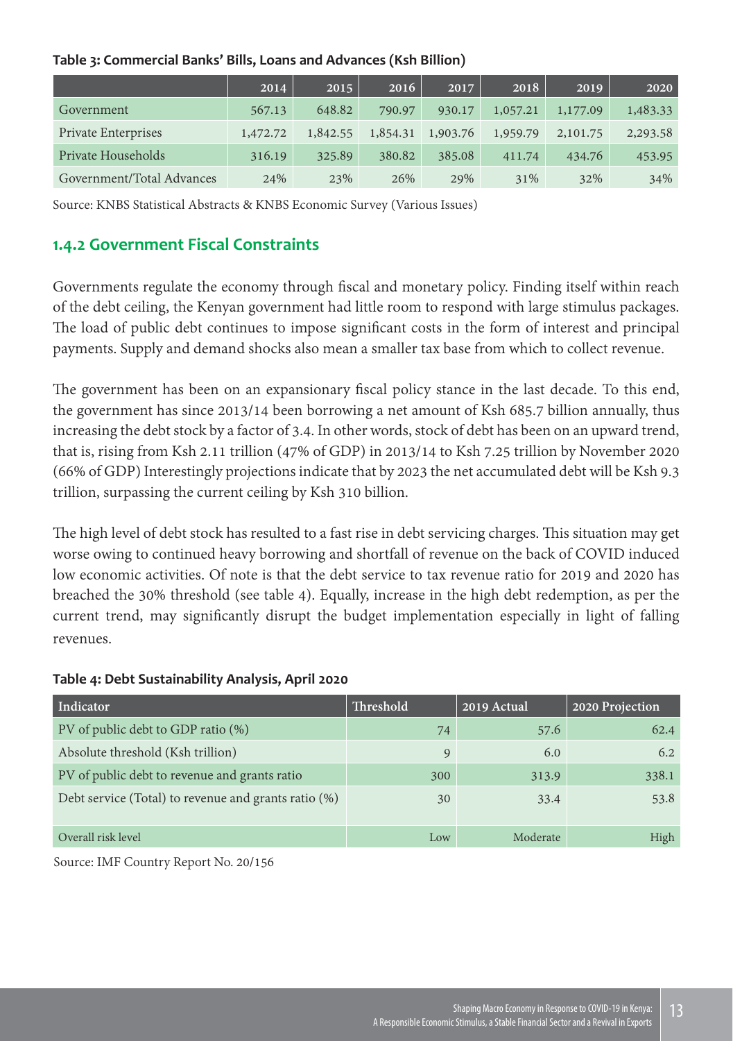**Table 3: Commercial Banks' Bills, Loans and Advances (Ksh Billion)**

| | 2014 | 2015 | 2016 | 2017 | 2018 | 2019 | 2020 |
|---|---|---|---|---|---|---|---|
| Government | 567.13 | 648.82 | 790.97 | 930.17 | 1,057.21 | 1,177.09 | 1,483.33 |
| Private Enterprises | 1,472.72 | 1,842.55 | 1,854.31 | 1,903.76 | 1,959.79 | 2,101.75 | 2,293.58 |
| Private Households | 316.19 | 325.89 | 380.82 | 385.08 | 411.74 | 434.76 | 453.95 |
| Government/Total Advances | 24% | 23% | 26% | 29% | 31% | 32% | 34% |

Source: KNBS Statistical Abstracts & KNBS Economic Survey (Various Issues)

### 1.4.2 Government Fiscal Constraints

Governments regulate the economy through fiscal and monetary policy. Finding itself within reach of the debt ceiling, the Kenyan government had little room to respond with large stimulus packages. The load of public debt continues to impose significant costs in the form of interest and principal payments. Supply and demand shocks also mean a smaller tax base from which to collect revenue.

The government has been on an expansionary fiscal policy stance in the last decade. To this end, the government has since 2013/14 been borrowing a net amount of Ksh 685.7 billion annually, thus increasing the debt stock by a factor of 3.4. In other words, stock of debt has been on an upward trend, that is, rising from Ksh 2.11 trillion (47% of GDP) in 2013/14 to Ksh 7.25 trillion by November 2020 (66% of GDP) Interestingly projections indicate that by 2023 the net accumulated debt will be Ksh 9.3 trillion, surpassing the current ceiling by Ksh 310 billion.

The high level of debt stock has resulted to a fast rise in debt servicing charges. This situation may get worse owing to continued heavy borrowing and shortfall of revenue on the back of COVID induced low economic activities. Of note is that the debt service to tax revenue ratio for 2019 and 2020 has breached the 30% threshold (see table 4). Equally, increase in the high debt redemption, as per the current trend, may significantly disrupt the budget implementation especially in light of falling revenues.

**Table 4: Debt Sustainability Analysis, April 2020**

| Indicator | Threshold | 2019 Actual | 2020 Projection |
|---|---|---|---|
| PV of public debt to GDP ratio (%) | 74 | 57.6 | 62.4 |
| Absolute threshold (Ksh trillion) | 9 | 6.0 | 6.2 |
| PV of public debt to revenue and grants ratio | 300 | 313.9 | 338.1 |
| Debt service (Total) to revenue and grants ratio (%) | 30 | 33.4 | 53.8 |
| Overall risk level | Low | Moderate | High |

Source: IMF Country Report No. 20/156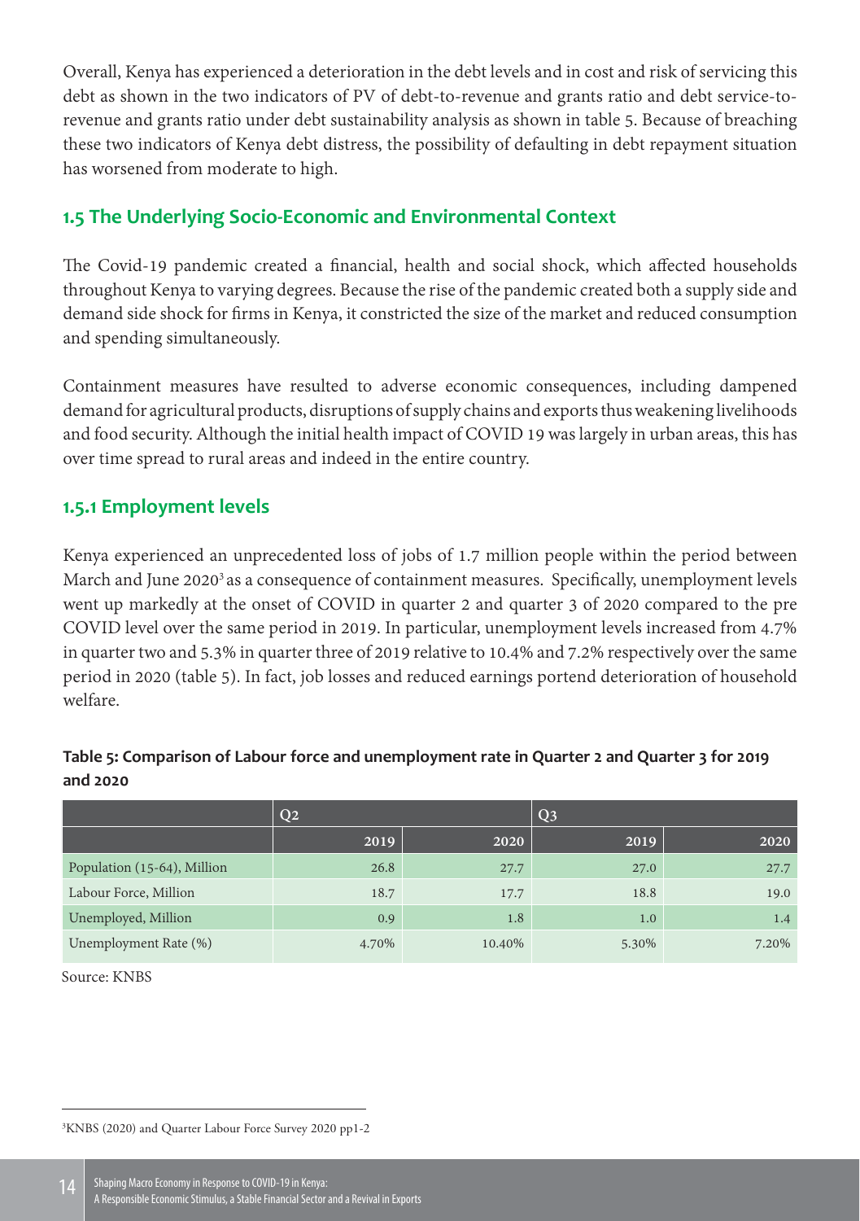Overall, Kenya has experienced a deterioration in the debt levels and in cost and risk of servicing this debt as shown in the two indicators of PV of debt-to-revenue and grants ratio and debt service-to-revenue and grants ratio under debt sustainability analysis as shown in table 5. Because of breaching these two indicators of Kenya debt distress, the possibility of defaulting in debt repayment situation has worsened from moderate to high.

## 1.5 The Underlying Socio-Economic and Environmental Context

The Covid-19 pandemic created a financial, health and social shock, which affected households throughout Kenya to varying degrees. Because the rise of the pandemic created both a supply side and demand side shock for firms in Kenya, it constricted the size of the market and reduced consumption and spending simultaneously.

Containment measures have resulted to adverse economic consequences, including dampened demand for agricultural products, disruptions of supply chains and exports thus weakening livelihoods and food security. Although the initial health impact of COVID 19 was largely in urban areas, this has over time spread to rural areas and indeed in the entire country.

### 1.5.1 Employment levels

Kenya experienced an unprecedented loss of jobs of 1.7 million people within the period between March and June 2020[3] as a consequence of containment measures. Specifically, unemployment levels went up markedly at the onset of COVID in quarter 2 and quarter 3 of 2020 compared to the pre COVID level over the same period in 2019. In particular, unemployment levels increased from 4.7% in quarter two and 5.3% in quarter three of 2019 relative to 10.4% and 7.2% respectively over the same period in 2020 (table 5). In fact, job losses and reduced earnings portend deterioration of household welfare.

**Table 5: Comparison of Labour force and unemployment rate in Quarter 2 and Quarter 3 for 2019 and 2020**

| | Q2 | | Q3 | |
|---|---|---|---|---|
| | 2019 | 2020 | 2019 | 2020 |
| Population (15-64), Million | 26.8 | 27.7 | 27.0 | 27.7 |
| Labour Force, Million | 18.7 | 17.7 | 18.8 | 19.0 |
| Unemployed, Million | 0.9 | 1.8 | 1.0 | 1.4 |
| Unemployment Rate (%) | 4.70% | 10.40% | 5.30% | 7.20% |

Source: KNBS

[3] KNBS (2020) and Quarter Labour Force Survey 2020 pp1-2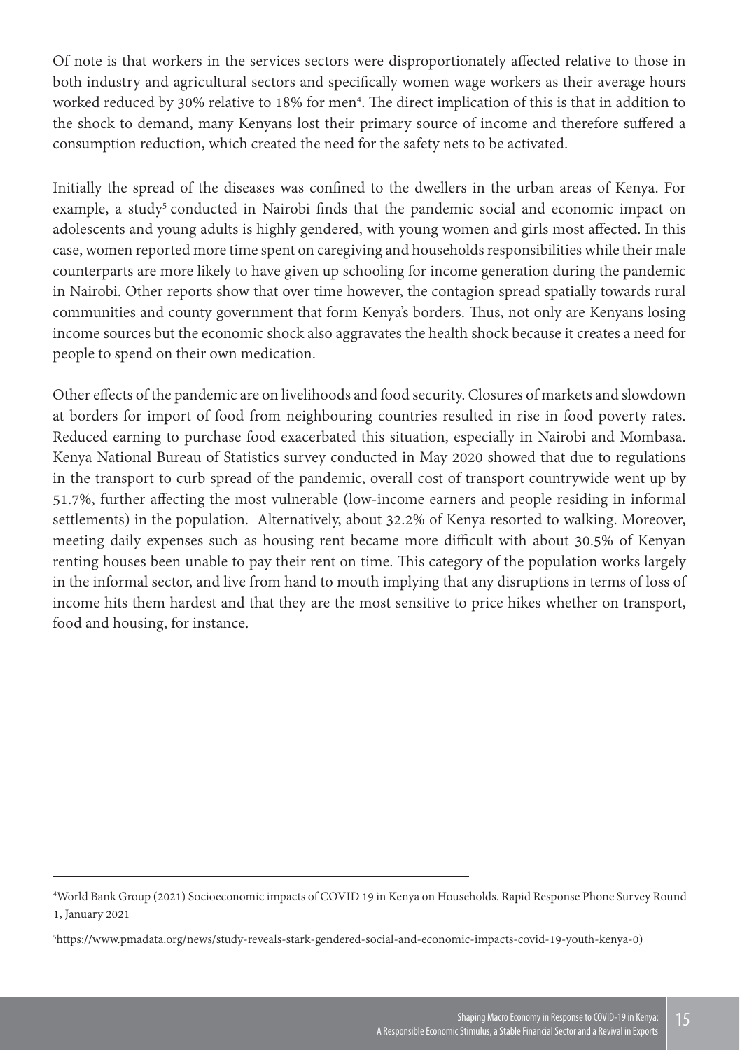Of note is that workers in the services sectors were disproportionately affected relative to those in both industry and agricultural sectors and specifically women wage workers as their average hours worked reduced by 30% relative to 18% for men[4]. The direct implication of this is that in addition to the shock to demand, many Kenyans lost their primary source of income and therefore suffered a consumption reduction, which created the need for the safety nets to be activated.

Initially the spread of the diseases was confined to the dwellers in the urban areas of Kenya. For example, a study[5] conducted in Nairobi finds that the pandemic social and economic impact on adolescents and young adults is highly gendered, with young women and girls most affected. In this case, women reported more time spent on caregiving and households responsibilities while their male counterparts are more likely to have given up schooling for income generation during the pandemic in Nairobi. Other reports show that over time however, the contagion spread spatially towards rural communities and county government that form Kenya's borders. Thus, not only are Kenyans losing income sources but the economic shock also aggravates the health shock because it creates a need for people to spend on their own medication.

Other effects of the pandemic are on livelihoods and food security. Closures of markets and slowdown at borders for import of food from neighbouring countries resulted in rise in food poverty rates. Reduced earning to purchase food exacerbated this situation, especially in Nairobi and Mombasa. Kenya National Bureau of Statistics survey conducted in May 2020 showed that due to regulations in the transport to curb spread of the pandemic, overall cost of transport countrywide went up by 51.7%, further affecting the most vulnerable (low-income earners and people residing in informal settlements) in the population. Alternatively, about 32.2% of Kenya resorted to walking. Moreover, meeting daily expenses such as housing rent became more difficult with about 30.5% of Kenyan renting houses been unable to pay their rent on time. This category of the population works largely in the informal sector, and live from hand to mouth implying that any disruptions in terms of loss of income hits them hardest and that they are the most sensitive to price hikes whether on transport, food and housing, for instance.

---

[4] World Bank Group (2021) Socioeconomic impacts of COVID 19 in Kenya on Households. Rapid Response Phone Survey Round 1, January 2021

[5] https://www.pmadata.org/news/study-reveals-stark-gendered-social-and-economic-impacts-covid-19-youth-kenya-0)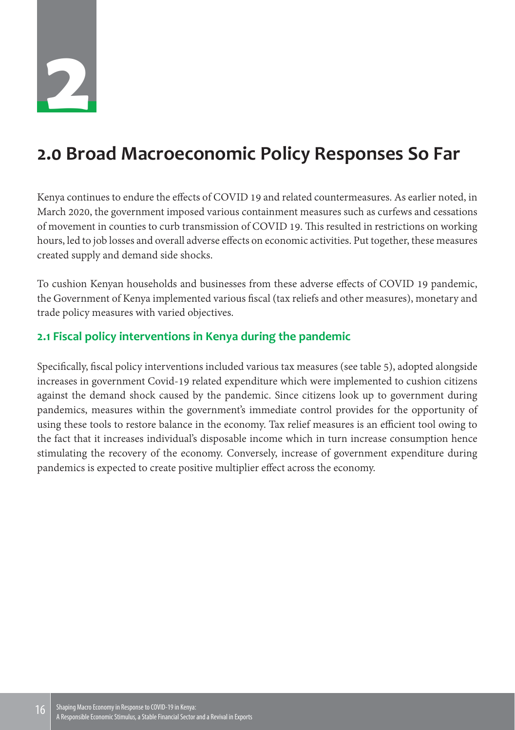# 2

## 2.0 Broad Macroeconomic Policy Responses So Far

Kenya continues to endure the effects of COVID 19 and related countermeasures. As earlier noted, in March 2020, the government imposed various containment measures such as curfews and cessations of movement in counties to curb transmission of COVID 19. This resulted in restrictions on working hours, led to job losses and overall adverse effects on economic activities. Put together, these measures created supply and demand side shocks.

To cushion Kenyan households and businesses from these adverse effects of COVID 19 pandemic, the Government of Kenya implemented various fiscal (tax reliefs and other measures), monetary and trade policy measures with varied objectives.

### 2.1 Fiscal policy interventions in Kenya during the pandemic

Specifically, fiscal policy interventions included various tax measures (see table 5), adopted alongside increases in government Covid-19 related expenditure which were implemented to cushion citizens against the demand shock caused by the pandemic. Since citizens look up to government during pandemics, measures within the government's immediate control provides for the opportunity of using these tools to restore balance in the economy. Tax relief measures is an efficient tool owing to the fact that it increases individual's disposable income which in turn increase consumption hence stimulating the recovery of the economy. Conversely, increase of government expenditure during pandemics is expected to create positive multiplier effect across the economy.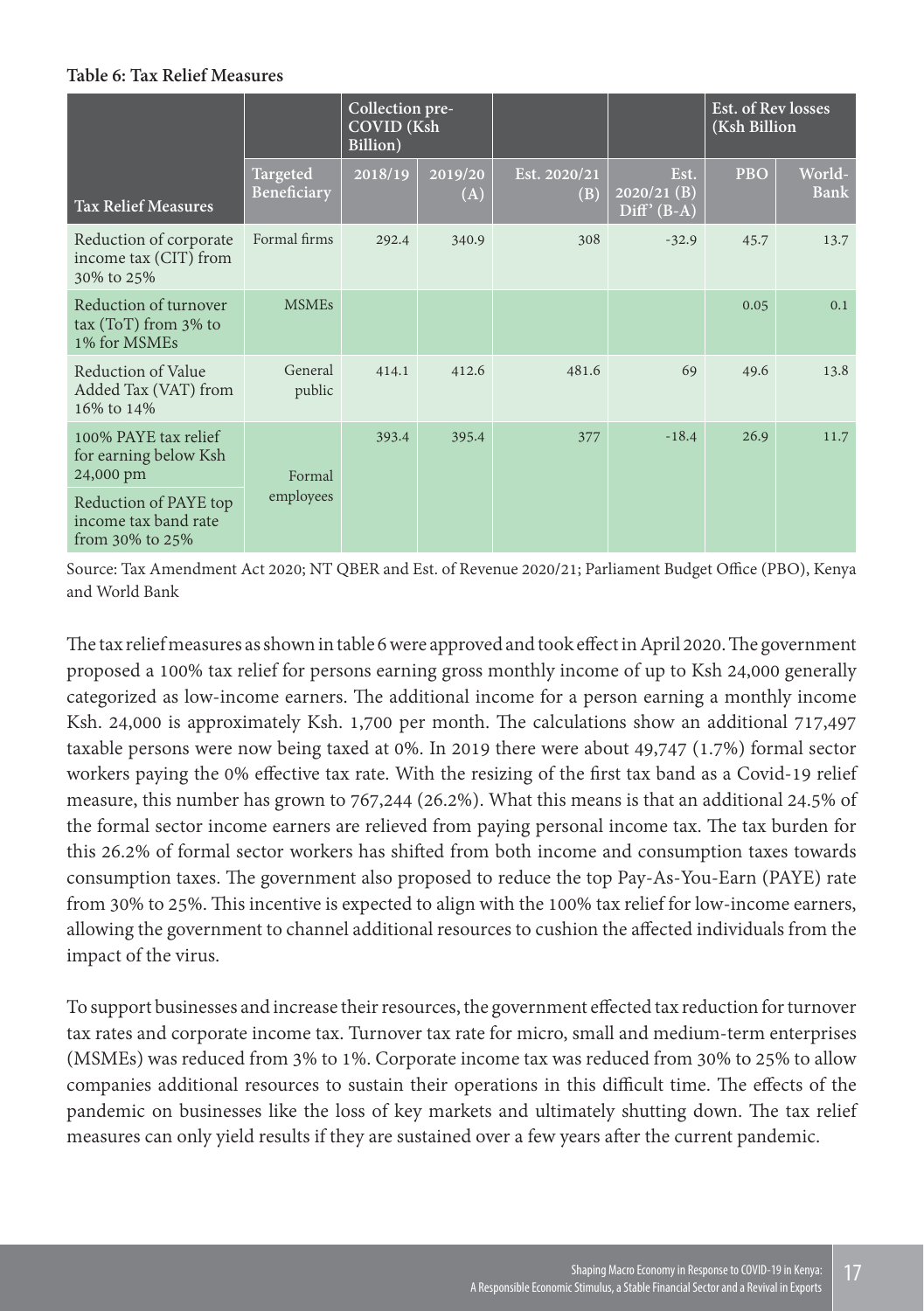**Table 6: Tax Relief Measures**

| | | Collection pre-COVID (Ksh Billion) | | | | Est. of Rev losses (Ksh Billion | |
|---|---|---|---|---|---|---|---|
| Tax Relief Measures | Targeted Beneficiary | 2018/19 | 2019/20 (A) | Est. 2020/21 (B) | Est. 2020/21 (B) Diff' (B-A) | PBO | World-Bank |
| Reduction of corporate income tax (CIT) from 30% to 25% | Formal firms | 292.4 | 340.9 | 308 | -32.9 | 45.7 | 13.7 |
| Reduction of turnover tax (ToT) from 3% to 1% for MSMEs | MSMEs | | | | | 0.05 | 0.1 |
| Reduction of Value Added Tax (VAT) from 16% to 14% | General public | 414.1 | 412.6 | 481.6 | 69 | 49.6 | 13.8 |
| 100% PAYE tax relief for earning below Ksh 24,000 pm | Formal employees | 393.4 | 395.4 | 377 | -18.4 | 26.9 | 11.7 |
| Reduction of PAYE top income tax band rate from 30% to 25% | | | | | | | |

Source: Tax Amendment Act 2020; NT QBER and Est. of Revenue 2020/21; Parliament Budget Office (PBO), Kenya and World Bank

The tax relief measures as shown in table 6 were approved and took effect in April 2020. The government proposed a 100% tax relief for persons earning gross monthly income of up to Ksh 24,000 generally categorized as low-income earners. The additional income for a person earning a monthly income Ksh. 24,000 is approximately Ksh. 1,700 per month. The calculations show an additional 717,497 taxable persons were now being taxed at 0%. In 2019 there were about 49,747 (1.7%) formal sector workers paying the 0% effective tax rate. With the resizing of the first tax band as a Covid-19 relief measure, this number has grown to 767,244 (26.2%). What this means is that an additional 24.5% of the formal sector income earners are relieved from paying personal income tax. The tax burden for this 26.2% of formal sector workers has shifted from both income and consumption taxes towards consumption taxes. The government also proposed to reduce the top Pay-As-You-Earn (PAYE) rate from 30% to 25%. This incentive is expected to align with the 100% tax relief for low-income earners, allowing the government to channel additional resources to cushion the affected individuals from the impact of the virus.

To support businesses and increase their resources, the government effected tax reduction for turnover tax rates and corporate income tax. Turnover tax rate for micro, small and medium-term enterprises (MSMEs) was reduced from 3% to 1%. Corporate income tax was reduced from 30% to 25% to allow companies additional resources to sustain their operations in this difficult time. The effects of the pandemic on businesses like the loss of key markets and ultimately shutting down. The tax relief measures can only yield results if they are sustained over a few years after the current pandemic.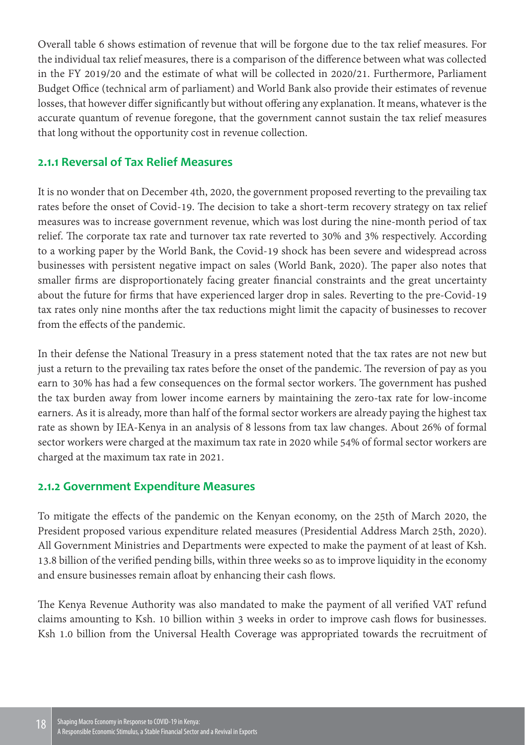Overall table 6 shows estimation of revenue that will be forgone due to the tax relief measures. For the individual tax relief measures, there is a comparison of the difference between what was collected in the FY 2019/20 and the estimate of what will be collected in 2020/21. Furthermore, Parliament Budget Office (technical arm of parliament) and World Bank also provide their estimates of revenue losses, that however differ significantly but without offering any explanation. It means, whatever is the accurate quantum of revenue foregone, that the government cannot sustain the tax relief measures that long without the opportunity cost in revenue collection.

### 2.1.1 Reversal of Tax Relief Measures

It is no wonder that on December 4th, 2020, the government proposed reverting to the prevailing tax rates before the onset of Covid-19. The decision to take a short-term recovery strategy on tax relief measures was to increase government revenue, which was lost during the nine-month period of tax relief. The corporate tax rate and turnover tax rate reverted to 30% and 3% respectively. According to a working paper by the World Bank, the Covid-19 shock has been severe and widespread across businesses with persistent negative impact on sales (World Bank, 2020). The paper also notes that smaller firms are disproportionately facing greater financial constraints and the great uncertainty about the future for firms that have experienced larger drop in sales. Reverting to the pre-Covid-19 tax rates only nine months after the tax reductions might limit the capacity of businesses to recover from the effects of the pandemic.

In their defense the National Treasury in a press statement noted that the tax rates are not new but just a return to the prevailing tax rates before the onset of the pandemic. The reversion of pay as you earn to 30% has had a few consequences on the formal sector workers. The government has pushed the tax burden away from lower income earners by maintaining the zero-tax rate for low-income earners. As it is already, more than half of the formal sector workers are already paying the highest tax rate as shown by IEA-Kenya in an analysis of 8 lessons from tax law changes. About 26% of formal sector workers were charged at the maximum tax rate in 2020 while 54% of formal sector workers are charged at the maximum tax rate in 2021.

### 2.1.2 Government Expenditure Measures

To mitigate the effects of the pandemic on the Kenyan economy, on the 25th of March 2020, the President proposed various expenditure related measures (Presidential Address March 25th, 2020). All Government Ministries and Departments were expected to make the payment of at least of Ksh. 13.8 billion of the verified pending bills, within three weeks so as to improve liquidity in the economy and ensure businesses remain afloat by enhancing their cash flows.

The Kenya Revenue Authority was also mandated to make the payment of all verified VAT refund claims amounting to Ksh. 10 billion within 3 weeks in order to improve cash flows for businesses. Ksh 1.0 billion from the Universal Health Coverage was appropriated towards the recruitment of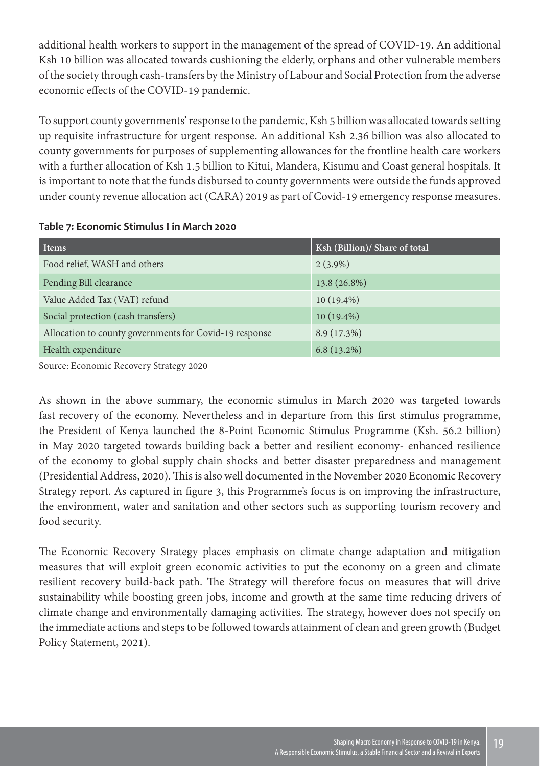additional health workers to support in the management of the spread of COVID-19. An additional Ksh 10 billion was allocated towards cushioning the elderly, orphans and other vulnerable members of the society through cash-transfers by the Ministry of Labour and Social Protection from the adverse economic effects of the COVID-19 pandemic.

To support county governments' response to the pandemic, Ksh 5 billion was allocated towards setting up requisite infrastructure for urgent response. An additional Ksh 2.36 billion was also allocated to county governments for purposes of supplementing allowances for the frontline health care workers with a further allocation of Ksh 1.5 billion to Kitui, Mandera, Kisumu and Coast general hospitals. It is important to note that the funds disbursed to county governments were outside the funds approved under county revenue allocation act (CARA) 2019 as part of Covid-19 emergency response measures.

**Table 7: Economic Stimulus I in March 2020**

| Items | Ksh (Billion)/ Share of total |
|---|---|
| Food relief, WASH and others | 2 (3.9%) |
| Pending Bill clearance | 13.8 (26.8%) |
| Value Added Tax (VAT) refund | 10 (19.4%) |
| Social protection (cash transfers) | 10 (19.4%) |
| Allocation to county governments for Covid-19 response | 8.9 (17.3%) |
| Health expenditure | 6.8 (13.2%) |

Source: Economic Recovery Strategy 2020

As shown in the above summary, the economic stimulus in March 2020 was targeted towards fast recovery of the economy. Nevertheless and in departure from this first stimulus programme, the President of Kenya launched the 8-Point Economic Stimulus Programme (Ksh. 56.2 billion) in May 2020 targeted towards building back a better and resilient economy- enhanced resilience of the economy to global supply chain shocks and better disaster preparedness and management (Presidential Address, 2020). This is also well documented in the November 2020 Economic Recovery Strategy report. As captured in figure 3, this Programme's focus is on improving the infrastructure, the environment, water and sanitation and other sectors such as supporting tourism recovery and food security.

The Economic Recovery Strategy places emphasis on climate change adaptation and mitigation measures that will exploit green economic activities to put the economy on a green and climate resilient recovery build-back path. The Strategy will therefore focus on measures that will drive sustainability while boosting green jobs, income and growth at the same time reducing drivers of climate change and environmentally damaging activities. The strategy, however does not specify on the immediate actions and steps to be followed towards attainment of clean and green growth (Budget Policy Statement, 2021).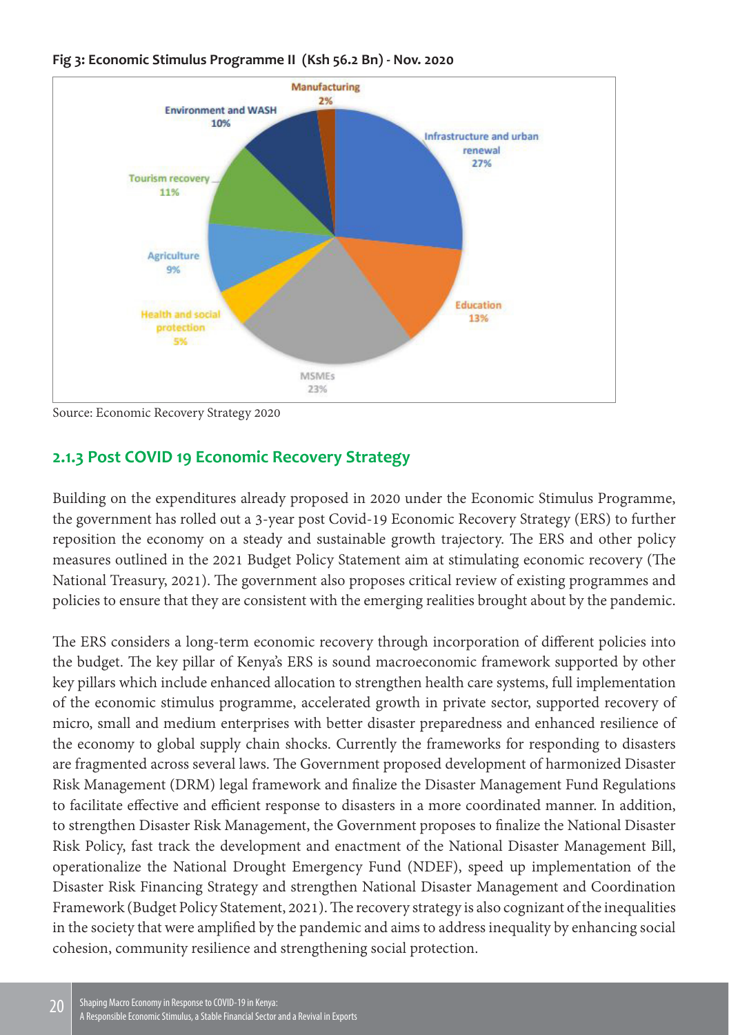**Fig 3: Economic Stimulus Programme II (Ksh 56.2 Bn) - Nov. 2020**

| Sector | Share |
|---|---|
| Infrastructure and urban renewal | 27% |
| Education | 13% |
| MSMEs | 23% |
| Health and social protection | 5% |
| Agriculture | 9% |
| Tourism recovery | 11% |
| Environment and WASH | 10% |
| Manufacturing | 2% |

Source: Economic Recovery Strategy 2020

### 2.1.3 Post COVID 19 Economic Recovery Strategy

Building on the expenditures already proposed in 2020 under the Economic Stimulus Programme, the government has rolled out a 3-year post Covid-19 Economic Recovery Strategy (ERS) to further reposition the economy on a steady and sustainable growth trajectory. The ERS and other policy measures outlined in the 2021 Budget Policy Statement aim at stimulating economic recovery (The National Treasury, 2021). The government also proposes critical review of existing programmes and policies to ensure that they are consistent with the emerging realities brought about by the pandemic.

The ERS considers a long-term economic recovery through incorporation of different policies into the budget. The key pillar of Kenya's ERS is sound macroeconomic framework supported by other key pillars which include enhanced allocation to strengthen health care systems, full implementation of the economic stimulus programme, accelerated growth in private sector, supported recovery of micro, small and medium enterprises with better disaster preparedness and enhanced resilience of the economy to global supply chain shocks. Currently the frameworks for responding to disasters are fragmented across several laws. The Government proposed development of harmonized Disaster Risk Management (DRM) legal framework and finalize the Disaster Management Fund Regulations to facilitate effective and efficient response to disasters in a more coordinated manner. In addition, to strengthen Disaster Risk Management, the Government proposes to finalize the National Disaster Risk Policy, fast track the development and enactment of the National Disaster Management Bill, operationalize the National Drought Emergency Fund (NDEF), speed up implementation of the Disaster Risk Financing Strategy and strengthen National Disaster Management and Coordination Framework (Budget Policy Statement, 2021). The recovery strategy is also cognizant of the inequalities in the society that were amplified by the pandemic and aims to address inequality by enhancing social cohesion, community resilience and strengthening social protection.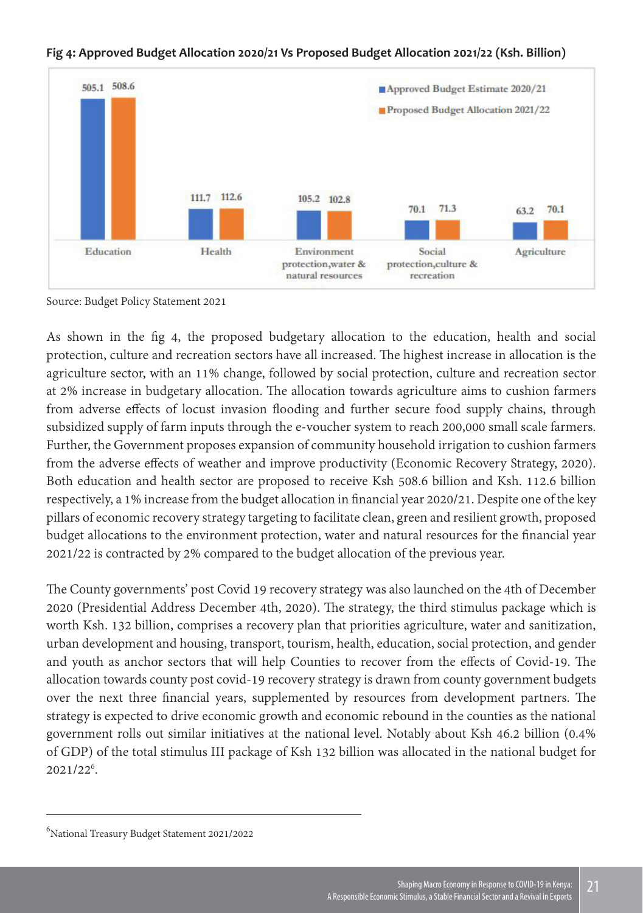**Fig 4: Approved Budget Allocation 2020/21 Vs Proposed Budget Allocation 2021/22 (Ksh. Billion)**

| Sector | Approved Budget Estimate 2020/21 | Proposed Budget Allocation 2021/22 |
|---|---|---|
| Education | 505.1 | 508.6 |
| Health | 111.7 | 112.6 |
| Environment protection,water & natural resources | 105.2 | 102.8 |
| Social protection,culture & recreation | 70.1 | 71.3 |
| Agriculture | 63.2 | 70.1 |

Source: Budget Policy Statement 2021

As shown in the fig 4, the proposed budgetary allocation to the education, health and social protection, culture and recreation sectors have all increased. The highest increase in allocation is the agriculture sector, with an 11% change, followed by social protection, culture and recreation sector at 2% increase in budgetary allocation. The allocation towards agriculture aims to cushion farmers from adverse effects of locust invasion flooding and further secure food supply chains, through subsidized supply of farm inputs through the e-voucher system to reach 200,000 small scale farmers. Further, the Government proposes expansion of community household irrigation to cushion farmers from the adverse effects of weather and improve productivity (Economic Recovery Strategy, 2020). Both education and health sector are proposed to receive Ksh 508.6 billion and Ksh. 112.6 billion respectively, a 1% increase from the budget allocation in financial year 2020/21. Despite one of the key pillars of economic recovery strategy targeting to facilitate clean, green and resilient growth, proposed budget allocations to the environment protection, water and natural resources for the financial year 2021/22 is contracted by 2% compared to the budget allocation of the previous year.

The County governments' post Covid 19 recovery strategy was also launched on the 4th of December 2020 (Presidential Address December 4th, 2020). The strategy, the third stimulus package which is worth Ksh. 132 billion, comprises a recovery plan that priorities agriculture, water and sanitization, urban development and housing, transport, tourism, health, education, social protection, and gender and youth as anchor sectors that will help Counties to recover from the effects of Covid-19. The allocation towards county post covid-19 recovery strategy is drawn from county government budgets over the next three financial years, supplemented by resources from development partners. The strategy is expected to drive economic growth and economic rebound in the counties as the national government rolls out similar initiatives at the national level. Notably about Ksh 46.2 billion (0.4% of GDP) of the total stimulus III package of Ksh 132 billion was allocated in the national budget for 2021/22[6].

---

[6]National Treasury Budget Statement 2021/2022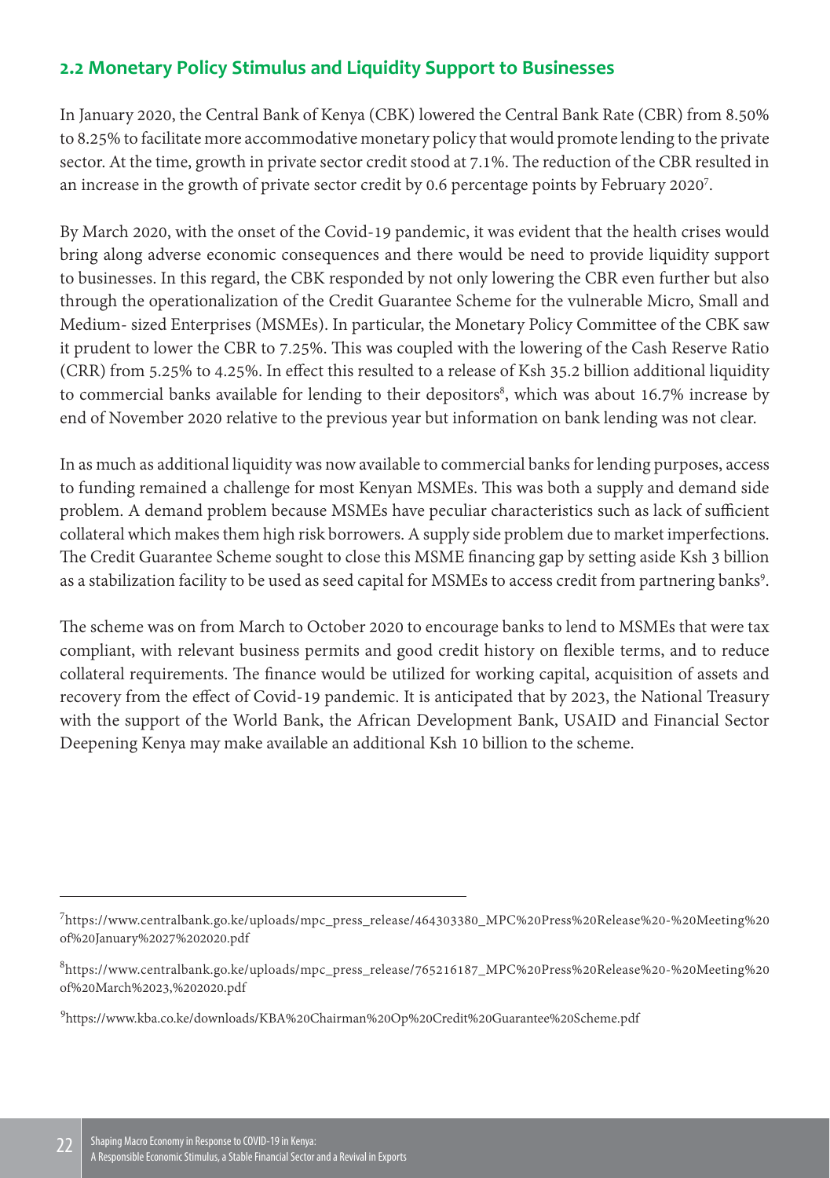## 2.2 Monetary Policy Stimulus and Liquidity Support to Businesses

In January 2020, the Central Bank of Kenya (CBK) lowered the Central Bank Rate (CBR) from 8.50% to 8.25% to facilitate more accommodative monetary policy that would promote lending to the private sector. At the time, growth in private sector credit stood at 7.1%. The reduction of the CBR resulted in an increase in the growth of private sector credit by 0.6 percentage points by February 2020[7].

By March 2020, with the onset of the Covid-19 pandemic, it was evident that the health crises would bring along adverse economic consequences and there would be need to provide liquidity support to businesses. In this regard, the CBK responded by not only lowering the CBR even further but also through the operationalization of the Credit Guarantee Scheme for the vulnerable Micro, Small and Medium- sized Enterprises (MSMEs). In particular, the Monetary Policy Committee of the CBK saw it prudent to lower the CBR to 7.25%. This was coupled with the lowering of the Cash Reserve Ratio (CRR) from 5.25% to 4.25%. In effect this resulted to a release of Ksh 35.2 billion additional liquidity to commercial banks available for lending to their depositors[8], which was about 16.7% increase by end of November 2020 relative to the previous year but information on bank lending was not clear.

In as much as additional liquidity was now available to commercial banks for lending purposes, access to funding remained a challenge for most Kenyan MSMEs. This was both a supply and demand side problem. A demand problem because MSMEs have peculiar characteristics such as lack of sufficient collateral which makes them high risk borrowers. A supply side problem due to market imperfections. The Credit Guarantee Scheme sought to close this MSME financing gap by setting aside Ksh 3 billion as a stabilization facility to be used as seed capital for MSMEs to access credit from partnering banks[9].

The scheme was on from March to October 2020 to encourage banks to lend to MSMEs that were tax compliant, with relevant business permits and good credit history on flexible terms, and to reduce collateral requirements. The finance would be utilized for working capital, acquisition of assets and recovery from the effect of Covid-19 pandemic. It is anticipated that by 2023, the National Treasury with the support of the World Bank, the African Development Bank, USAID and Financial Sector Deepening Kenya may make available an additional Ksh 10 billion to the scheme.

---

[7] https://www.centralbank.go.ke/uploads/mpc_press_release/464303380_MPC%20Press%20Release%20-%20Meeting%20of%20January%2027%202020.pdf

[8] https://www.centralbank.go.ke/uploads/mpc_press_release/765216187_MPC%20Press%20Release%20-%20Meeting%20of%20March%2023,%202020.pdf

[9] https://www.kba.co.ke/downloads/KBA%20Chairman%20Op%20Credit%20Guarantee%20Scheme.pdf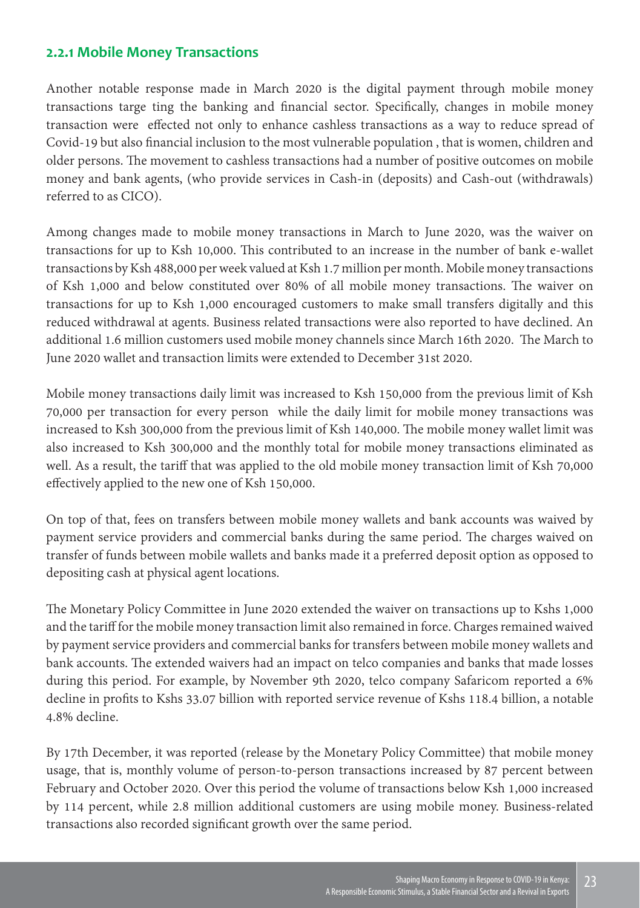### 2.2.1 Mobile Money Transactions

Another notable response made in March 2020 is the digital payment through mobile money transactions targe ting the banking and financial sector. Specifically, changes in mobile money transaction were effected not only to enhance cashless transactions as a way to reduce spread of Covid-19 but also financial inclusion to the most vulnerable population , that is women, children and older persons. The movement to cashless transactions had a number of positive outcomes on mobile money and bank agents, (who provide services in Cash-in (deposits) and Cash-out (withdrawals) referred to as CICO).

Among changes made to mobile money transactions in March to June 2020, was the waiver on transactions for up to Ksh 10,000. This contributed to an increase in the number of bank e-wallet transactions by Ksh 488,000 per week valued at Ksh 1.7 million per month. Mobile money transactions of Ksh 1,000 and below constituted over 80% of all mobile money transactions. The waiver on transactions for up to Ksh 1,000 encouraged customers to make small transfers digitally and this reduced withdrawal at agents. Business related transactions were also reported to have declined. An additional 1.6 million customers used mobile money channels since March 16th 2020. The March to June 2020 wallet and transaction limits were extended to December 31st 2020.

Mobile money transactions daily limit was increased to Ksh 150,000 from the previous limit of Ksh 70,000 per transaction for every person while the daily limit for mobile money transactions was increased to Ksh 300,000 from the previous limit of Ksh 140,000. The mobile money wallet limit was also increased to Ksh 300,000 and the monthly total for mobile money transactions eliminated as well. As a result, the tariff that was applied to the old mobile money transaction limit of Ksh 70,000 effectively applied to the new one of Ksh 150,000.

On top of that, fees on transfers between mobile money wallets and bank accounts was waived by payment service providers and commercial banks during the same period. The charges waived on transfer of funds between mobile wallets and banks made it a preferred deposit option as opposed to depositing cash at physical agent locations.

The Monetary Policy Committee in June 2020 extended the waiver on transactions up to Kshs 1,000 and the tariff for the mobile money transaction limit also remained in force. Charges remained waived by payment service providers and commercial banks for transfers between mobile money wallets and bank accounts. The extended waivers had an impact on telco companies and banks that made losses during this period. For example, by November 9th 2020, telco company Safaricom reported a 6% decline in profits to Kshs 33.07 billion with reported service revenue of Kshs 118.4 billion, a notable 4.8% decline.

By 17th December, it was reported (release by the Monetary Policy Committee) that mobile money usage, that is, monthly volume of person-to-person transactions increased by 87 percent between February and October 2020. Over this period the volume of transactions below Ksh 1,000 increased by 114 percent, while 2.8 million additional customers are using mobile money. Business-related transactions also recorded significant growth over the same period.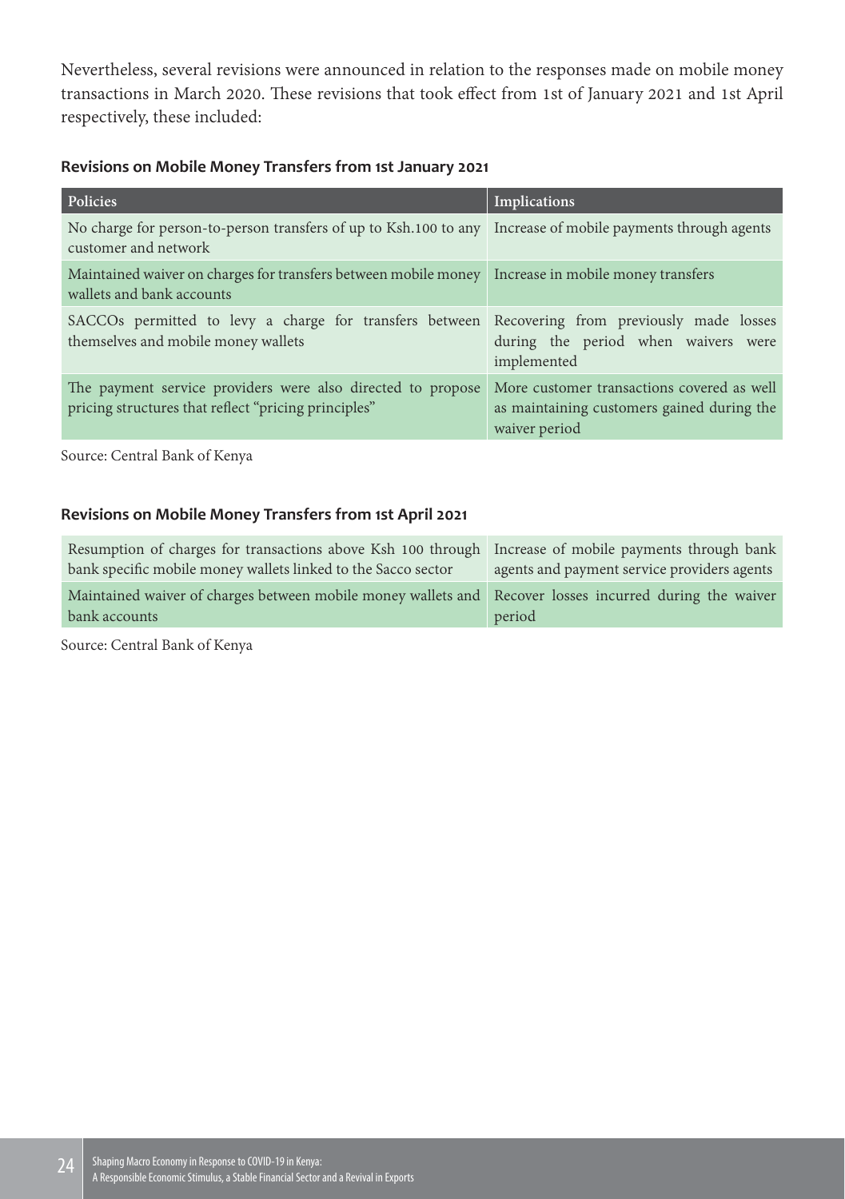Nevertheless, several revisions were announced in relation to the responses made on mobile money transactions in March 2020. These revisions that took effect from 1st of January 2021 and 1st April respectively, these included:

**Revisions on Mobile Money Transfers from 1st January 2021**

| Policies | Implications |
|---|---|
| No charge for person-to-person transfers of up to Ksh.100 to any customer and network | Increase of mobile payments through agents |
| Maintained waiver on charges for transfers between mobile money wallets and bank accounts | Increase in mobile money transfers |
| SACCOs permitted to levy a charge for transfers between themselves and mobile money wallets | Recovering from previously made losses during the period when waivers were implemented |
| The payment service providers were also directed to propose pricing structures that reflect "pricing principles" | More customer transactions covered as well as maintaining customers gained during the waiver period |

Source: Central Bank of Kenya

**Revisions on Mobile Money Transfers from 1st April 2021**

| | |
|---|---|
| Resumption of charges for transactions above Ksh 100 through bank specific mobile money wallets linked to the Sacco sector | Increase of mobile payments through bank agents and payment service providers agents |
| Maintained waiver of charges between mobile money wallets and bank accounts | Recover losses incurred during the waiver period |

Source: Central Bank of Kenya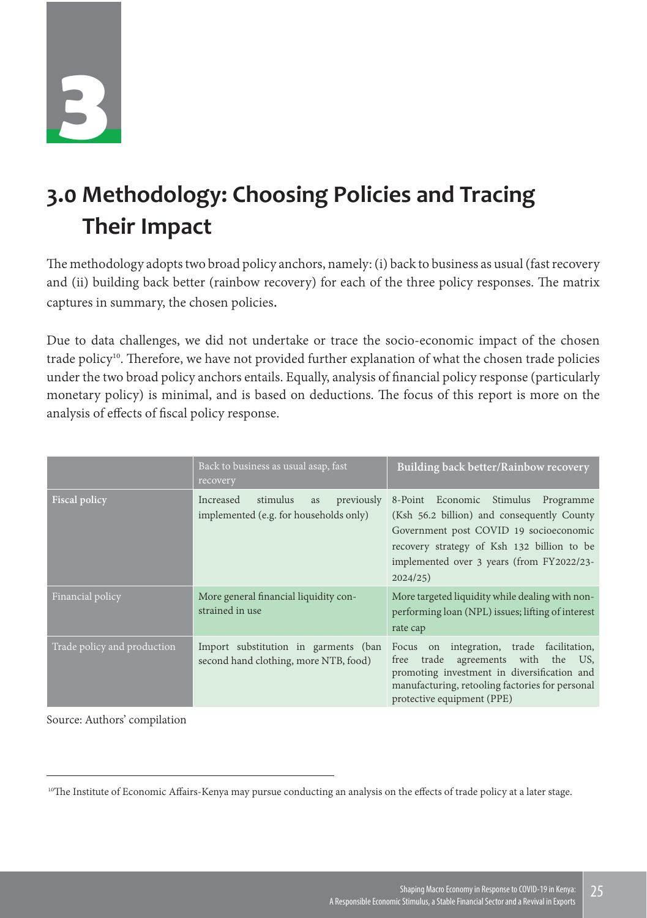# 3.0 Methodology: Choosing Policies and Tracing Their Impact

The methodology adopts two broad policy anchors, namely: (i) back to business as usual (fast recovery and (ii) building back better (rainbow recovery) for each of the three policy responses. The matrix captures in summary, the chosen policies.

Due to data challenges, we did not undertake or trace the socio-economic impact of the chosen trade policy[10]. Therefore, we have not provided further explanation of what the chosen trade policies under the two broad policy anchors entails. Equally, analysis of financial policy response (particularly monetary policy) is minimal, and is based on deductions. The focus of this report is more on the analysis of effects of fiscal policy response.

| | Back to business as usual asap, fast recovery | **Building back better/Rainbow recovery** |
|---|---|---|
| **Fiscal policy** | Increased stimulus as previously implemented (e.g. for households only) | 8-Point Economic Stimulus Programme (Ksh 56.2 billion) and consequently County Government post COVID 19 socioeconomic recovery strategy of Ksh 132 billion to be implemented over 3 years (from FY2022/23-2024/25) |
| Financial policy | More general financial liquidity constrained in use | More targeted liquidity while dealing with non-performing loan (NPL) issues; lifting of interest rate cap |
| Trade policy and production | Import substitution in garments (ban second hand clothing, more NTB, food) | Focus on integration, trade facilitation, free trade agreements with the US, promoting investment in diversification and manufacturing, retooling factories for personal protective equipment (PPE) |

Source: Authors' compilation

[10] The Institute of Economic Affairs-Kenya may pursue conducting an analysis on the effects of trade policy at a later stage.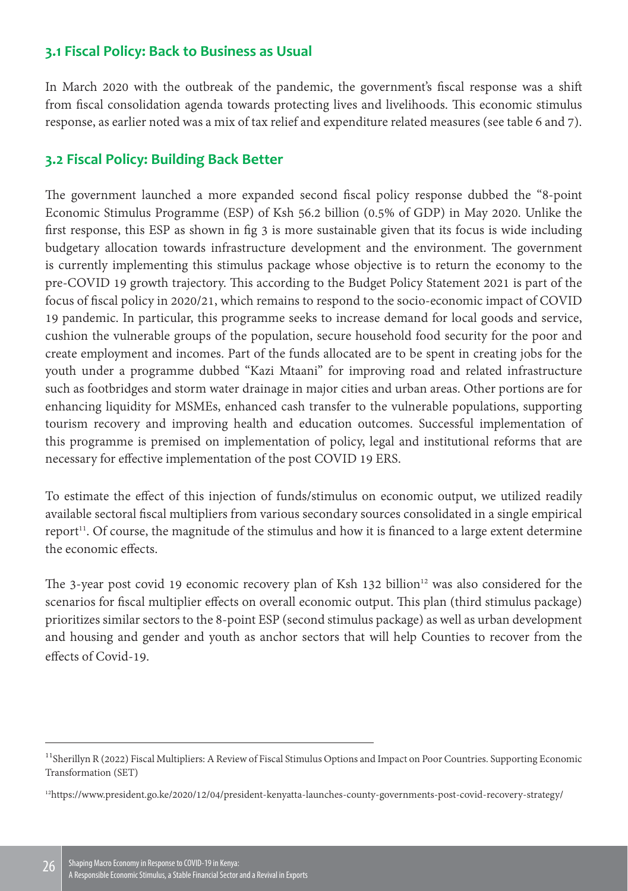### 3.1 Fiscal Policy: Back to Business as Usual

In March 2020 with the outbreak of the pandemic, the government's fiscal response was a shift from fiscal consolidation agenda towards protecting lives and livelihoods. This economic stimulus response, as earlier noted was a mix of tax relief and expenditure related measures (see table 6 and 7).

### 3.2 Fiscal Policy: Building Back Better

The government launched a more expanded second fiscal policy response dubbed the "8-point Economic Stimulus Programme (ESP) of Ksh 56.2 billion (0.5% of GDP) in May 2020. Unlike the first response, this ESP as shown in fig 3 is more sustainable given that its focus is wide including budgetary allocation towards infrastructure development and the environment. The government is currently implementing this stimulus package whose objective is to return the economy to the pre-COVID 19 growth trajectory. This according to the Budget Policy Statement 2021 is part of the focus of fiscal policy in 2020/21, which remains to respond to the socio-economic impact of COVID 19 pandemic. In particular, this programme seeks to increase demand for local goods and service, cushion the vulnerable groups of the population, secure household food security for the poor and create employment and incomes. Part of the funds allocated are to be spent in creating jobs for the youth under a programme dubbed "Kazi Mtaani" for improving road and related infrastructure such as footbridges and storm water drainage in major cities and urban areas. Other portions are for enhancing liquidity for MSMEs, enhanced cash transfer to the vulnerable populations, supporting tourism recovery and improving health and education outcomes. Successful implementation of this programme is premised on implementation of policy, legal and institutional reforms that are necessary for effective implementation of the post COVID 19 ERS.

To estimate the effect of this injection of funds/stimulus on economic output, we utilized readily available sectoral fiscal multipliers from various secondary sources consolidated in a single empirical report[11]. Of course, the magnitude of the stimulus and how it is financed to a large extent determine the economic effects.

The 3-year post covid 19 economic recovery plan of Ksh 132 billion[12] was also considered for the scenarios for fiscal multiplier effects on overall economic output. This plan (third stimulus package) prioritizes similar sectors to the 8-point ESP (second stimulus package) as well as urban development and housing and gender and youth as anchor sectors that will help Counties to recover from the effects of Covid-19.

---

[11] Sherillyn R (2022) Fiscal Multipliers: A Review of Fiscal Stimulus Options and Impact on Poor Countries. Supporting Economic Transformation (SET)

[12] https://www.president.go.ke/2020/12/04/president-kenyatta-launches-county-governments-post-covid-recovery-strategy/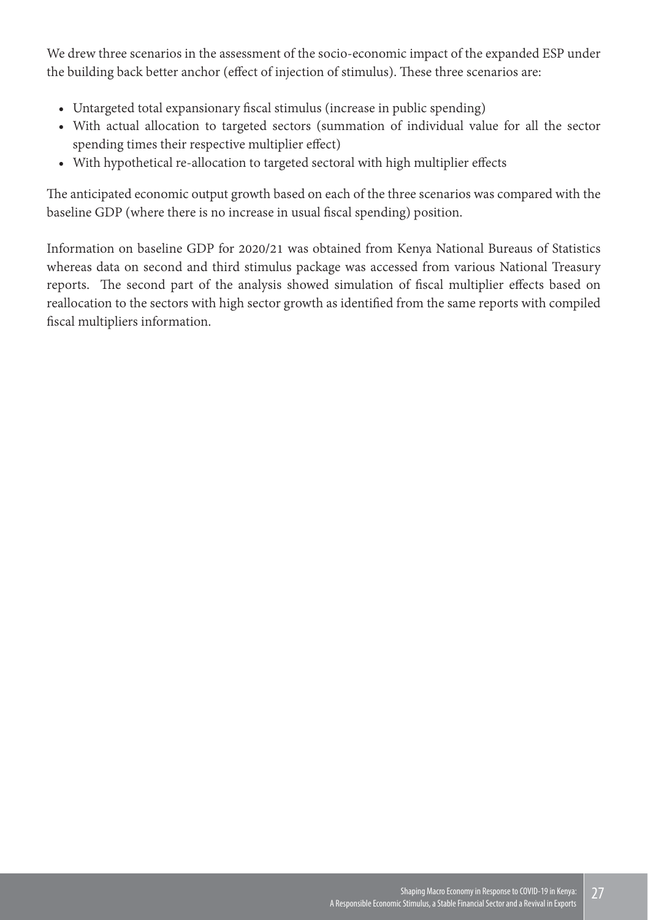We drew three scenarios in the assessment of the socio-economic impact of the expanded ESP under the building back better anchor (effect of injection of stimulus). These three scenarios are:

- Untargeted total expansionary fiscal stimulus (increase in public spending)
- With actual allocation to targeted sectors (summation of individual value for all the sector spending times their respective multiplier effect)
- With hypothetical re-allocation to targeted sectoral with high multiplier effects

The anticipated economic output growth based on each of the three scenarios was compared with the baseline GDP (where there is no increase in usual fiscal spending) position.

Information on baseline GDP for 2020/21 was obtained from Kenya National Bureaus of Statistics whereas data on second and third stimulus package was accessed from various National Treasury reports. The second part of the analysis showed simulation of fiscal multiplier effects based on reallocation to the sectors with high sector growth as identified from the same reports with compiled fiscal multipliers information.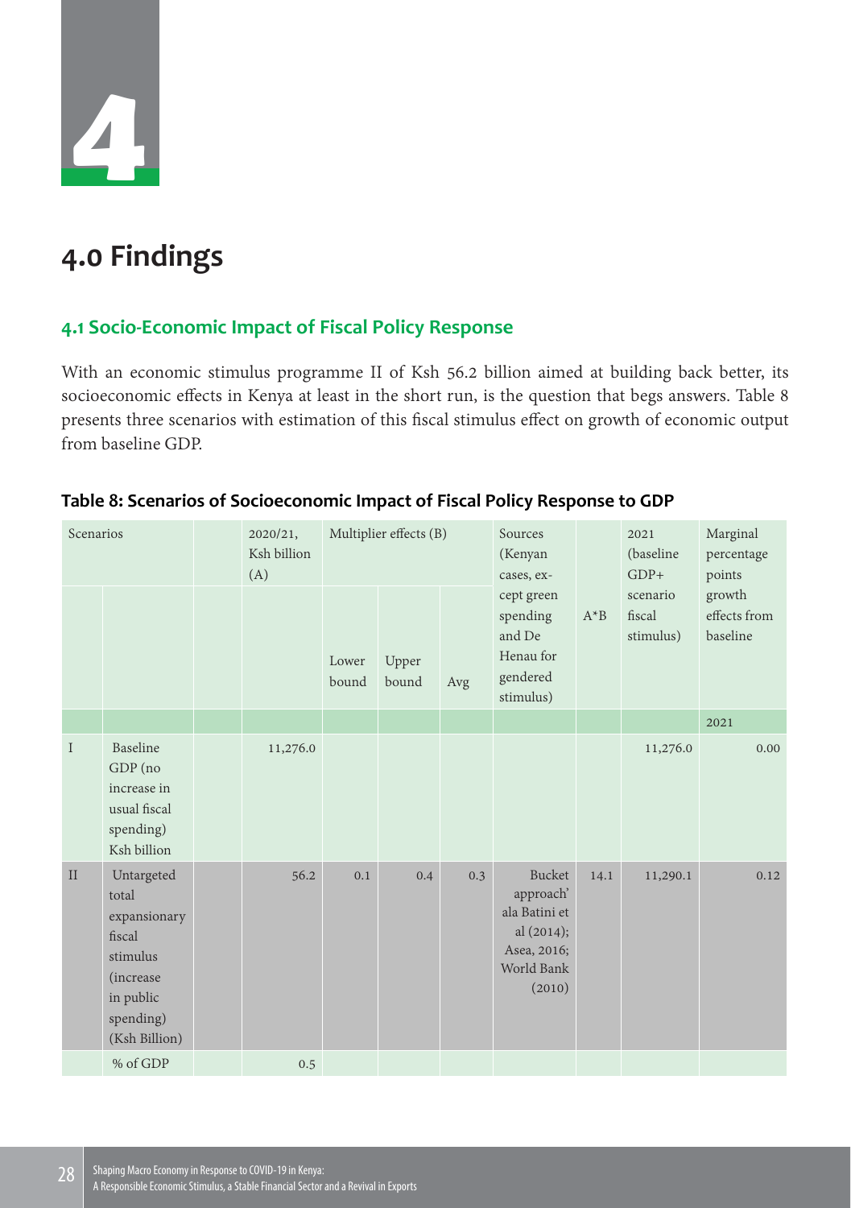# 4.0 Findings

## 4.1 Socio-Economic Impact of Fiscal Policy Response

With an economic stimulus programme II of Ksh 56.2 billion aimed at building back better, its socioeconomic effects in Kenya at least in the short run, is the question that begs answers. Table 8 presents three scenarios with estimation of this fiscal stimulus effect on growth of economic output from baseline GDP.

**Table 8: Scenarios of Socioeconomic Impact of Fiscal Policy Response to GDP**

| Scenarios | | | 2020/21, Ksh billion (A) | Multiplier effects (B) | | | Sources (Kenyan cases, except green spending and De Henau for gendered stimulus) | A*B | 2021 (baseline GDP+ scenario fiscal stimulus) | Marginal percentage points growth effects from baseline |
|---|---|---|---|---|---|---|---|---|---|---|
| | | | | Lower bound | Upper bound | Avg | | | | |
| | | | | | | | | | | 2021 |
| I | Baseline GDP (no increase in usual fiscal spending) Ksh billion | | 11,276.0 | | | | | | 11,276.0 | 0.00 |
| II | Untargeted total expansionary fiscal stimulus (increase in public spending) (Ksh Billion) | | 56.2 | 0.1 | 0.4 | 0.3 | Bucket approach' ala Batini et al (2014); Asea, 2016; World Bank (2010) | 14.1 | 11,290.1 | 0.12 |
| | % of GDP | | 0.5 | | | | | | | |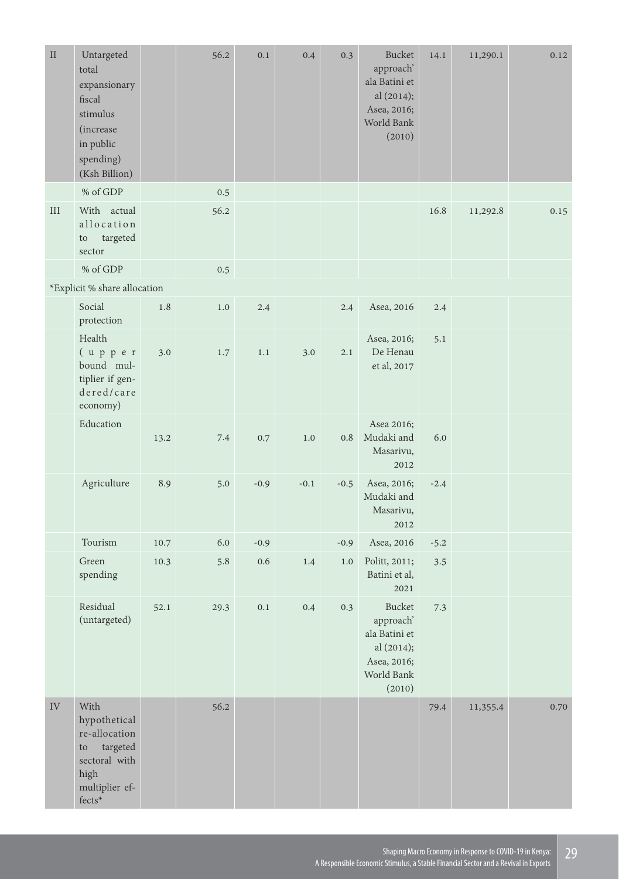| | | | | | | | | | | |
|---|---|---|---|---|---|---|---|---|---|---|
| II | Untargeted total expansionary fiscal stimulus (increase in public spending) (Ksh Billion) | | 56.2 | 0.1 | 0.4 | 0.3 | Bucket approach' ala Batini et al (2014); Asea, 2016; World Bank (2010) | 14.1 | 11,290.1 | 0.12 |
| | % of GDP | | 0.5 | | | | | | | |
| III | With actual allocation to targeted sector | | 56.2 | | | | | 16.8 | 11,292.8 | 0.15 |
| | % of GDP | | 0.5 | | | | | | | |
| *Explicit % share allocation | | | | | | | | | | |
| | Social protection | 1.8 | 1.0 | 2.4 | | 2.4 | Asea, 2016 | 2.4 | | |
| | Health (upper bound multiplier if gendered/care economy) | 3.0 | 1.7 | 1.1 | 3.0 | 2.1 | Asea, 2016; De Henau et al, 2017 | 5.1 | | |
| | Education | 13.2 | 7.4 | 0.7 | 1.0 | 0.8 | Asea 2016; Mudaki and Masarivu, 2012 | 6.0 | | |
| | Agriculture | 8.9 | 5.0 | -0.9 | -0.1 | -0.5 | Asea, 2016; Mudaki and Masarivu, 2012 | -2.4 | | |
| | Tourism | 10.7 | 6.0 | -0.9 | | -0.9 | Asea, 2016 | -5.2 | | |
| | Green spending | 10.3 | 5.8 | 0.6 | 1.4 | 1.0 | Politt, 2011; Batini et al, 2021 | 3.5 | | |
| | Residual (untargeted) | 52.1 | 29.3 | 0.1 | 0.4 | 0.3 | Bucket approach' ala Batini et al (2014); Asea, 2016; World Bank (2010) | 7.3 | | |
| IV | With hypothetical re-allocation to targeted sectoral with high multiplier effects* | | 56.2 | | | | | 79.4 | 11,355.4 | 0.70 |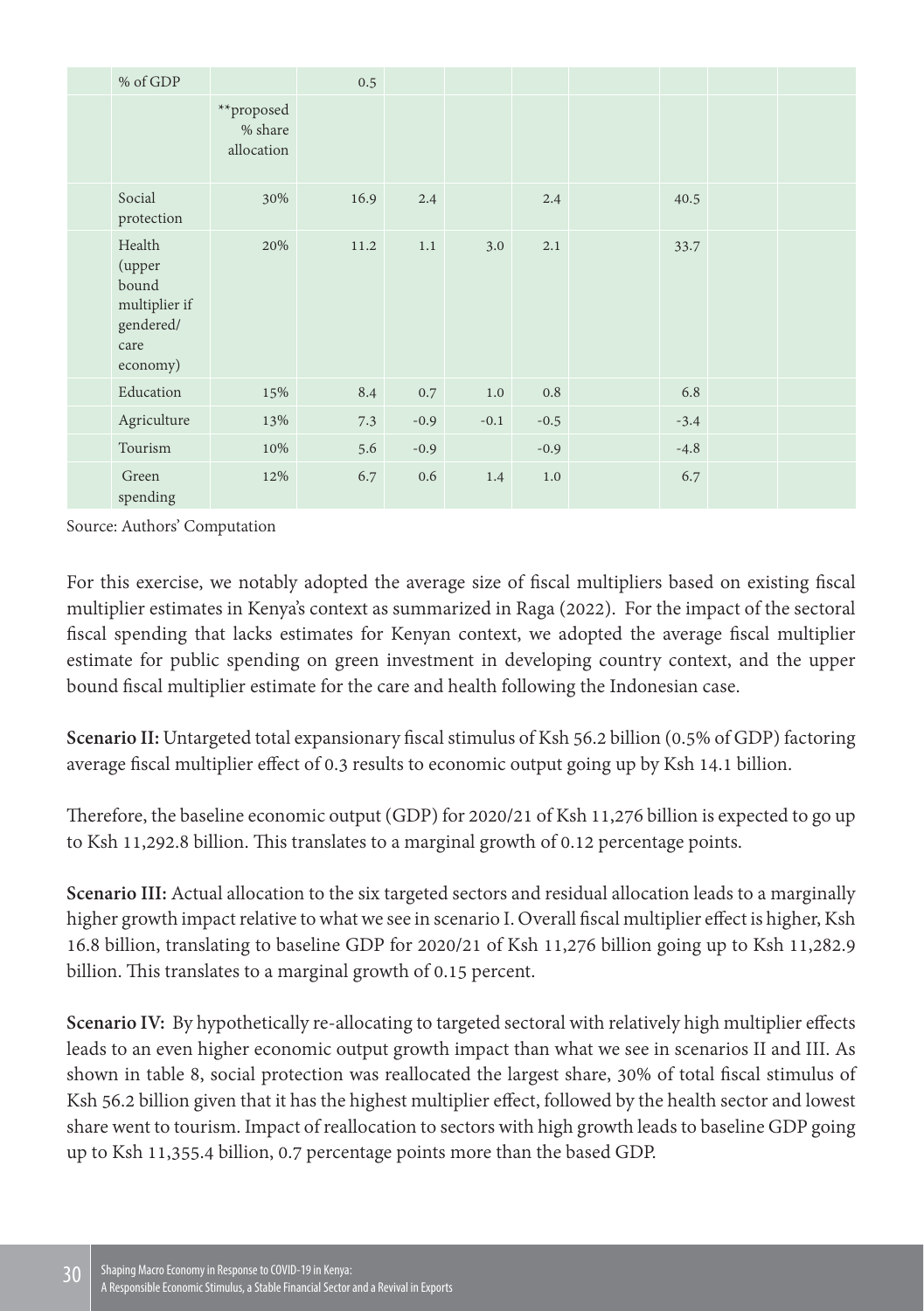| | | | | | | | | | | |
|---|---|---|---|---|---|---|---|---|---|---|
| | % of GDP | | 0.5 | | | | | | | |
| | | **proposed % share allocation | | | | | | | | |
| | Social protection | 30% | 16.9 | 2.4 | | 2.4 | | 40.5 | | |
| | Health (upper bound multiplier if gendered/ care economy) | 20% | 11.2 | 1.1 | 3.0 | 2.1 | | 33.7 | | |
| | Education | 15% | 8.4 | 0.7 | 1.0 | 0.8 | | 6.8 | | |
| | Agriculture | 13% | 7.3 | -0.9 | -0.1 | -0.5 | | -3.4 | | |
| | Tourism | 10% | 5.6 | -0.9 | | -0.9 | | -4.8 | | |
| | Green spending | 12% | 6.7 | 0.6 | 1.4 | 1.0 | | 6.7 | | |

Source: Authors' Computation

For this exercise, we notably adopted the average size of fiscal multipliers based on existing fiscal multiplier estimates in Kenya's context as summarized in Raga (2022). For the impact of the sectoral fiscal spending that lacks estimates for Kenyan context, we adopted the average fiscal multiplier estimate for public spending on green investment in developing country context, and the upper bound fiscal multiplier estimate for the care and health following the Indonesian case.

**Scenario II:** Untargeted total expansionary fiscal stimulus of Ksh 56.2 billion (0.5% of GDP) factoring average fiscal multiplier effect of 0.3 results to economic output going up by Ksh 14.1 billion.

Therefore, the baseline economic output (GDP) for 2020/21 of Ksh 11,276 billion is expected to go up to Ksh 11,292.8 billion. This translates to a marginal growth of 0.12 percentage points.

**Scenario III:** Actual allocation to the six targeted sectors and residual allocation leads to a marginally higher growth impact relative to what we see in scenario I. Overall fiscal multiplier effect is higher, Ksh 16.8 billion, translating to baseline GDP for 2020/21 of Ksh 11,276 billion going up to Ksh 11,282.9 billion. This translates to a marginal growth of 0.15 percent.

**Scenario IV:** By hypothetically re-allocating to targeted sectoral with relatively high multiplier effects leads to an even higher economic output growth impact than what we see in scenarios II and III. As shown in table 8, social protection was reallocated the largest share, 30% of total fiscal stimulus of Ksh 56.2 billion given that it has the highest multiplier effect, followed by the health sector and lowest share went to tourism. Impact of reallocation to sectors with high growth leads to baseline GDP going up to Ksh 11,355.4 billion, 0.7 percentage points more than the based GDP.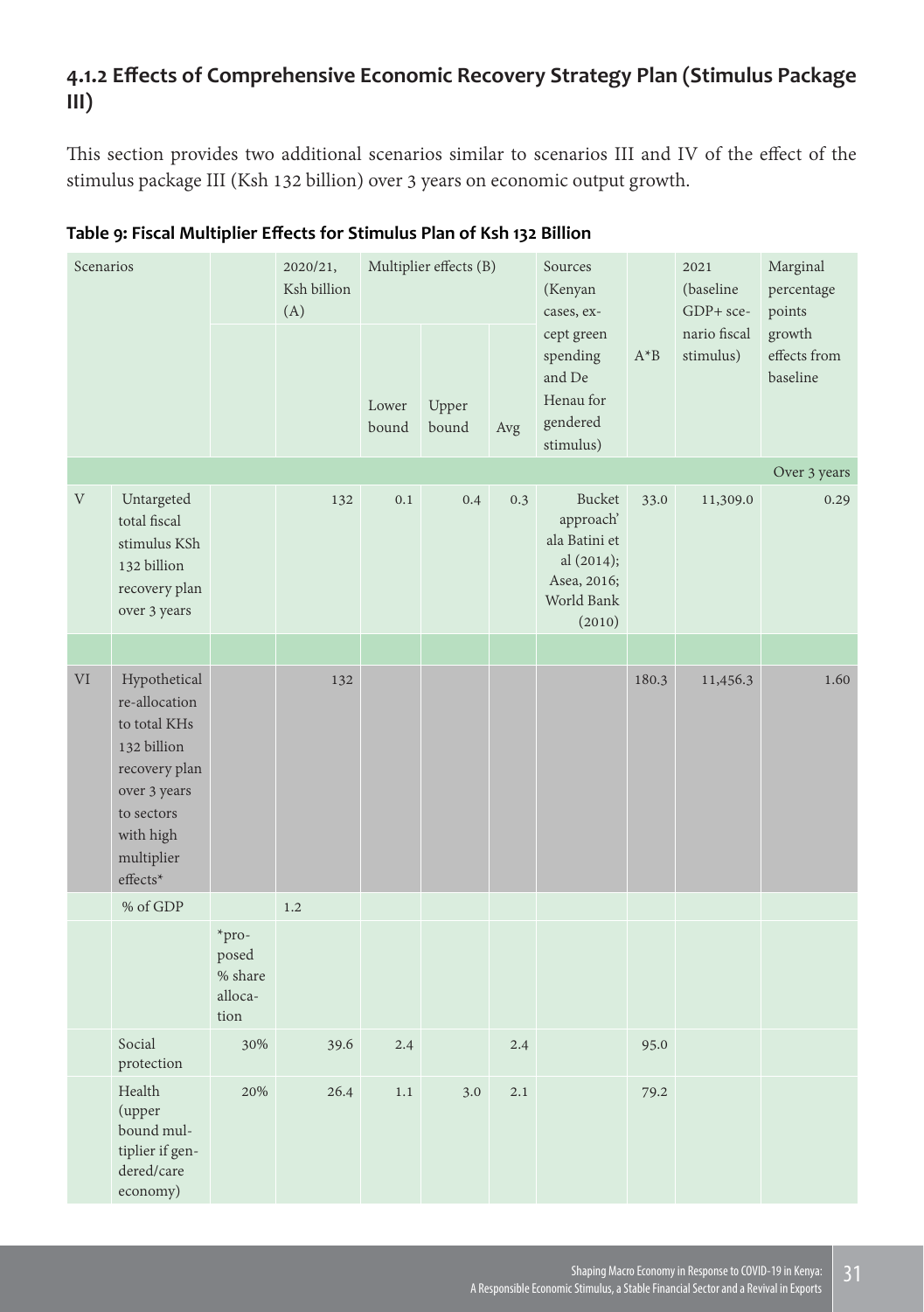### 4.1.2 Effects of Comprehensive Economic Recovery Strategy Plan (Stimulus Package III)

This section provides two additional scenarios similar to scenarios III and IV of the effect of the stimulus package III (Ksh 132 billion) over 3 years on economic output growth.

**Table 9: Fiscal Multiplier Effects for Stimulus Plan of Ksh 132 Billion**

| Scenarios | | | 2020/21, Ksh billion (A) | Multiplier effects (B) | | | Sources (Kenyan cases, except green spending and De Henau for gendered stimulus) | A*B | 2021 (baseline GDP+ scenario fiscal stimulus) | Marginal percentage points growth effects from baseline |
|---|---|---|---|---|---|---|---|---|---|---|
| | | | | Lower bound | Upper bound | Avg | | | | |
| | | | | | | | | | | Over 3 years |
| V | Untargeted total fiscal stimulus KSh 132 billion recovery plan over 3 years | | 132 | 0.1 | 0.4 | 0.3 | Bucket approach' ala Batini et al (2014); Asea, 2016; World Bank (2010) | 33.0 | 11,309.0 | 0.29 |
| | | | | | | | | | | |
| VI | Hypothetical re-allocation to total KHs 132 billion recovery plan over 3 years to sectors with high multiplier effects* | | 132 | | | | | 180.3 | 11,456.3 | 1.60 |
| | % of GDP | | 1.2 | | | | | | | |
| | | *proposed % share allocation | | | | | | | | |
| | Social protection | 30% | 39.6 | 2.4 | | 2.4 | | 95.0 | | |
| | Health (upper bound multiplier if gendered/care economy) | 20% | 26.4 | 1.1 | 3.0 | 2.1 | | 79.2 | | |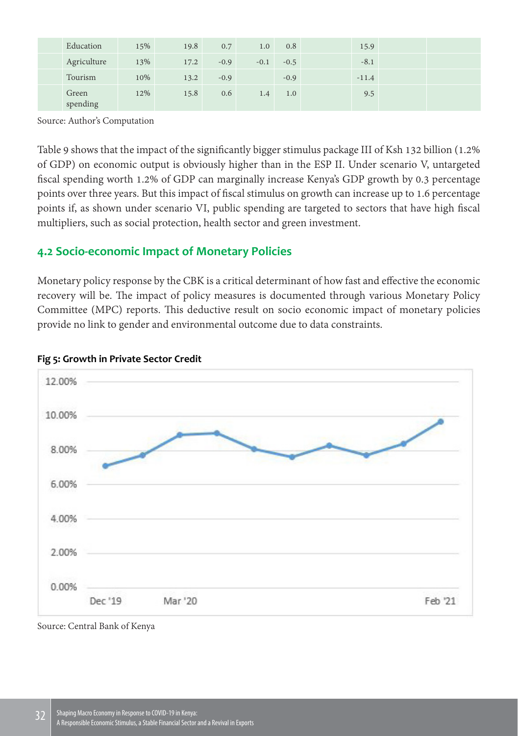| | | | | | | | | | | |
|---|---|---|---|---|---|---|---|---|---|---|
| | Education | 15% | 19.8 | 0.7 | 1.0 | 0.8 | | 15.9 | | |
| | Agriculture | 13% | 17.2 | -0.9 | -0.1 | -0.5 | | -8.1 | | |
| | Tourism | 10% | 13.2 | -0.9 | | -0.9 | | -11.4 | | |
| | Green spending | 12% | 15.8 | 0.6 | 1.4 | 1.0 | | 9.5 | | |

Source: Author's Computation

Table 9 shows that the impact of the significantly bigger stimulus package III of Ksh 132 billion (1.2% of GDP) on economic output is obviously higher than in the ESP II. Under scenario V, untargeted fiscal spending worth 1.2% of GDP can marginally increase Kenya's GDP growth by 0.3 percentage points over three years. But this impact of fiscal stimulus on growth can increase up to 1.6 percentage points if, as shown under scenario VI, public spending are targeted to sectors that have high fiscal multipliers, such as social protection, health sector and green investment.

## 4.2 Socio-economic Impact of Monetary Policies

Monetary policy response by the CBK is a critical determinant of how fast and effective the economic recovery will be. The impact of policy measures is documented through various Monetary Policy Committee (MPC) reports. This deductive result on socio economic impact of monetary policies provide no link to gender and environmental outcome due to data constraints.

**Fig 5: Growth in Private Sector Credit**

Source: Central Bank of Kenya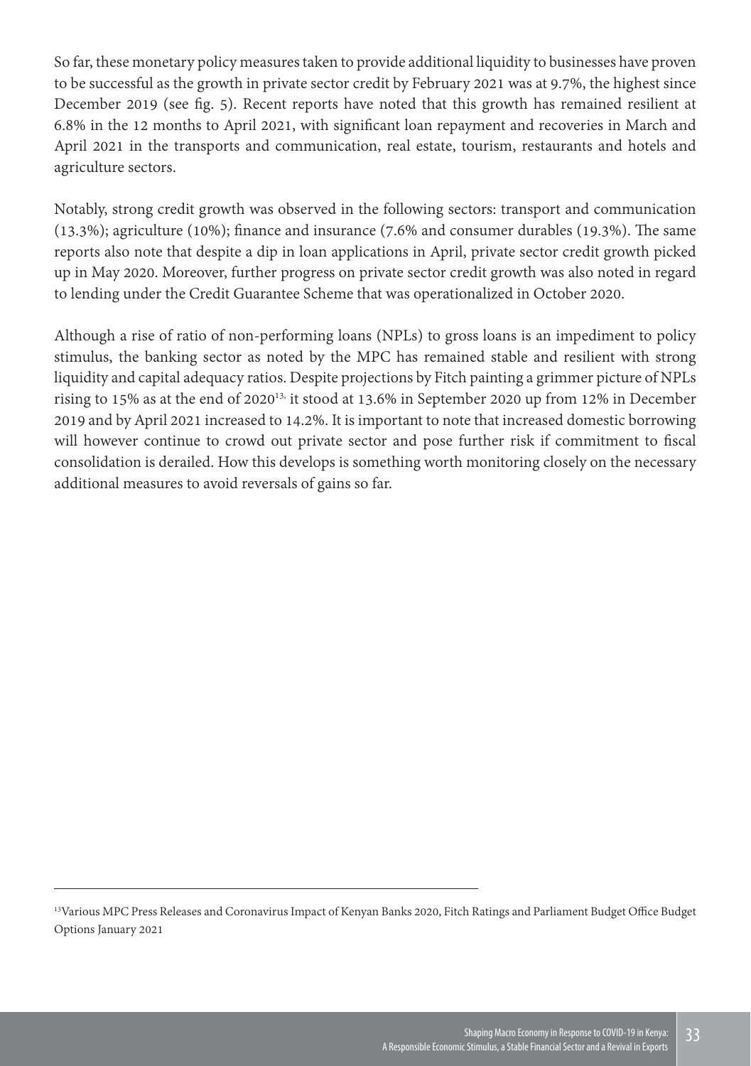So far, these monetary policy measures taken to provide additional liquidity to businesses have proven to be successful as the growth in private sector credit by February 2021 was at 9.7%, the highest since December 2019 (see fig. 5). Recent reports have noted that this growth has remained resilient at 6.8% in the 12 months to April 2021, with significant loan repayment and recoveries in March and April 2021 in the transports and communication, real estate, tourism, restaurants and hotels and agriculture sectors.

Notably, strong credit growth was observed in the following sectors: transport and communication (13.3%); agriculture (10%); finance and insurance (7.6% and consumer durables (19.3%). The same reports also note that despite a dip in loan applications in April, private sector credit growth picked up in May 2020. Moreover, further progress on private sector credit growth was also noted in regard to lending under the Credit Guarantee Scheme that was operationalized in October 2020.

Although a rise of ratio of non-performing loans (NPLs) to gross loans is an impediment to policy stimulus, the banking sector as noted by the MPC has remained stable and resilient with strong liquidity and capital adequacy ratios. Despite projections by Fitch painting a grimmer picture of NPLs rising to 15% as at the end of 2020[13], it stood at 13.6% in September 2020 up from 12% in December 2019 and by April 2021 increased to 14.2%. It is important to note that increased domestic borrowing will however continue to crowd out private sector and pose further risk if commitment to fiscal consolidation is derailed. How this develops is something worth monitoring closely on the necessary additional measures to avoid reversals of gains so far.

---

[13]Various MPC Press Releases and Coronavirus Impact of Kenyan Banks 2020, Fitch Ratings and Parliament Budget Office Budget Options January 2021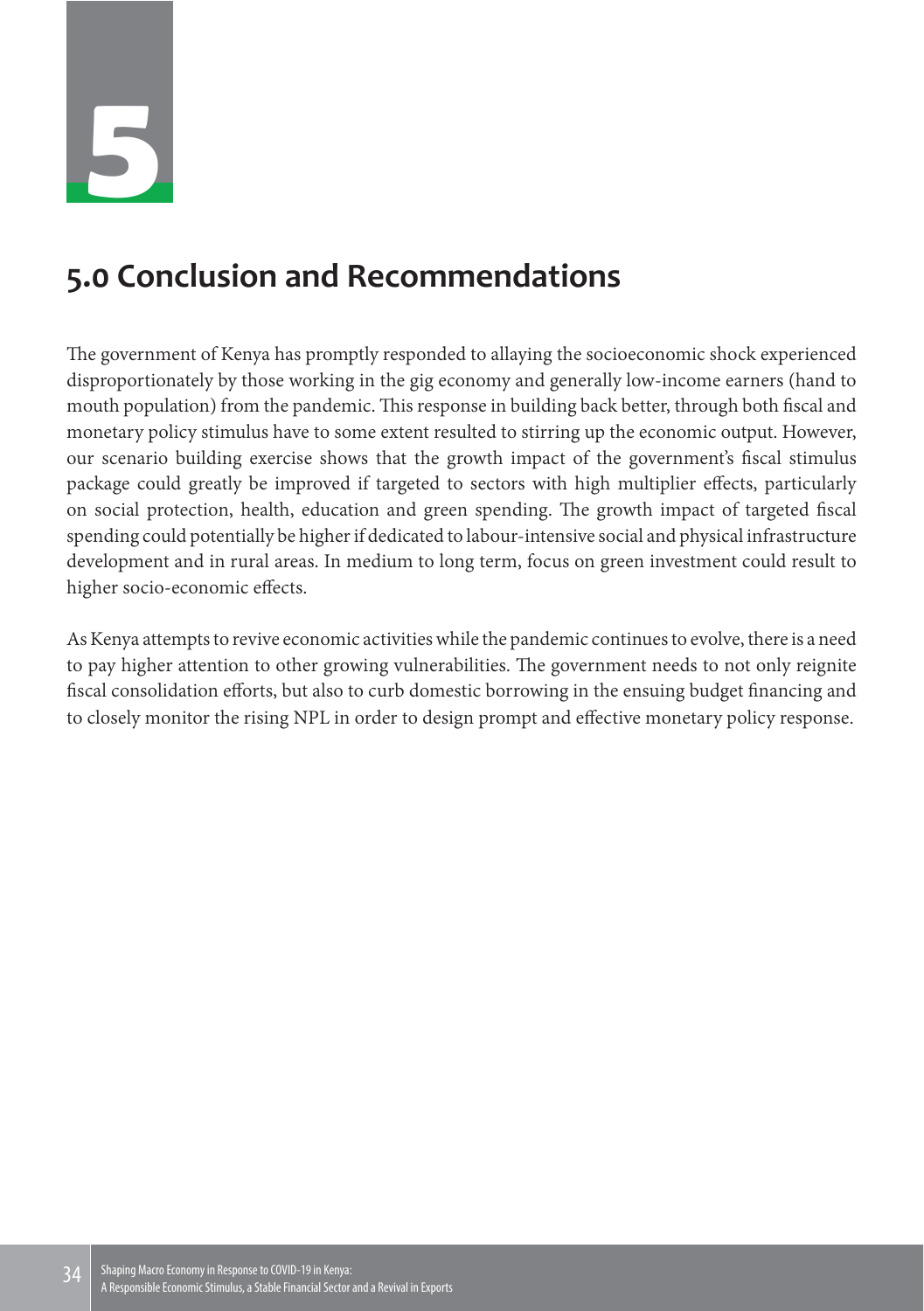# 5.0 Conclusion and Recommendations

The government of Kenya has promptly responded to allaying the socioeconomic shock experienced disproportionately by those working in the gig economy and generally low-income earners (hand to mouth population) from the pandemic. This response in building back better, through both fiscal and monetary policy stimulus have to some extent resulted to stirring up the economic output. However, our scenario building exercise shows that the growth impact of the government's fiscal stimulus package could greatly be improved if targeted to sectors with high multiplier effects, particularly on social protection, health, education and green spending. The growth impact of targeted fiscal spending could potentially be higher if dedicated to labour-intensive social and physical infrastructure development and in rural areas. In medium to long term, focus on green investment could result to higher socio-economic effects.

As Kenya attempts to revive economic activities while the pandemic continues to evolve, there is a need to pay higher attention to other growing vulnerabilities. The government needs to not only reignite fiscal consolidation efforts, but also to curb domestic borrowing in the ensuing budget financing and to closely monitor the rising NPL in order to design prompt and effective monetary policy response.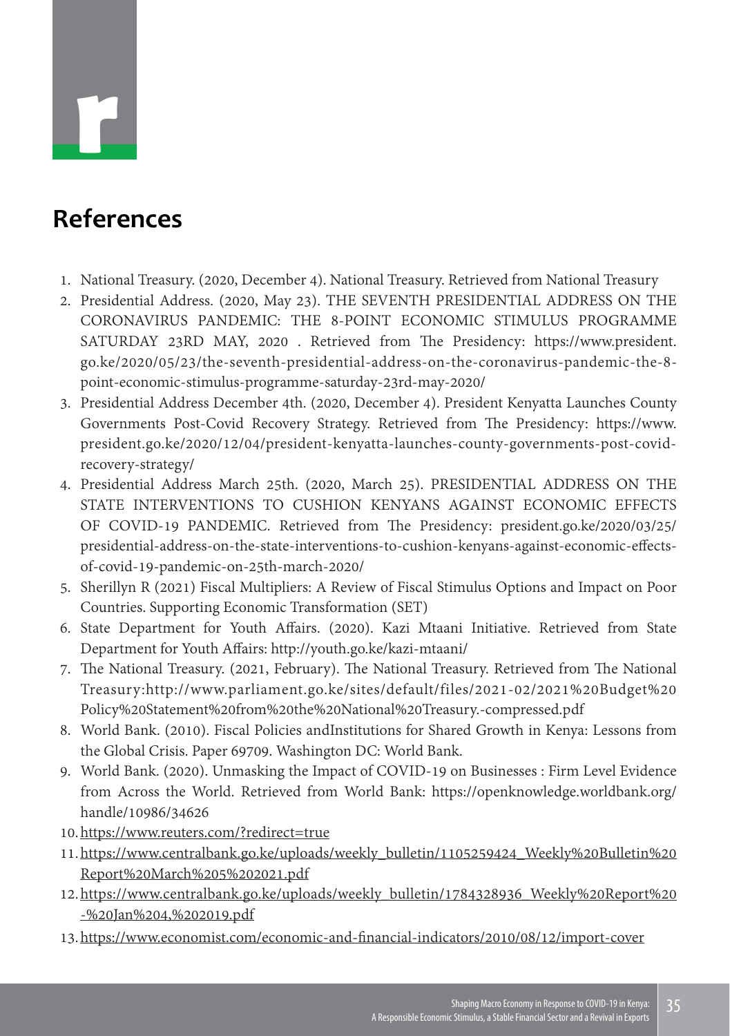# References

1. National Treasury. (2020, December 4). National Treasury. Retrieved from National Treasury
2. Presidential Address. (2020, May 23). THE SEVENTH PRESIDENTIAL ADDRESS ON THE CORONAVIRUS PANDEMIC: THE 8-POINT ECONOMIC STIMULUS PROGRAMME SATURDAY 23RD MAY, 2020 . Retrieved from The Presidency: https://www.president.go.ke/2020/05/23/the-seventh-presidential-address-on-the-coronavirus-pandemic-the-8-point-economic-stimulus-programme-saturday-23rd-may-2020/
3. Presidential Address December 4th. (2020, December 4). President Kenyatta Launches County Governments Post-Covid Recovery Strategy. Retrieved from The Presidency: https://www.president.go.ke/2020/12/04/president-kenyatta-launches-county-governments-post-covid-recovery-strategy/
4. Presidential Address March 25th. (2020, March 25). PRESIDENTIAL ADDRESS ON THE STATE INTERVENTIONS TO CUSHION KENYANS AGAINST ECONOMIC EFFECTS OF COVID-19 PANDEMIC. Retrieved from The Presidency: president.go.ke/2020/03/25/presidential-address-on-the-state-interventions-to-cushion-kenyans-against-economic-effects-of-covid-19-pandemic-on-25th-march-2020/
5. Sherillyn R (2021) Fiscal Multipliers: A Review of Fiscal Stimulus Options and Impact on Poor Countries. Supporting Economic Transformation (SET)
6. State Department for Youth Affairs. (2020). Kazi Mtaani Initiative. Retrieved from State Department for Youth Affairs: http://youth.go.ke/kazi-mtaani/
7. The National Treasury. (2021, February). The National Treasury. Retrieved from The National Treasury:http://www.parliament.go.ke/sites/default/files/2021-02/2021%20Budget%20Policy%20Statement%20from%20the%20National%20Treasury.-compressed.pdf
8. World Bank. (2010). Fiscal Policies andInstitutions for Shared Growth in Kenya: Lessons from the Global Crisis. Paper 69709. Washington DC: World Bank.
9. World Bank. (2020). Unmasking the Impact of COVID-19 on Businesses : Firm Level Evidence from Across the World. Retrieved from World Bank: https://openknowledge.worldbank.org/handle/10986/34626
10. https://www.reuters.com/?redirect=true
11. https://www.centralbank.go.ke/uploads/weekly_bulletin/1105259424_Weekly%20Bulletin%20Report%20March%205%202021.pdf
12. https://www.centralbank.go.ke/uploads/weekly_bulletin/1784328936_Weekly%20Report%20-%20Jan%204,%202019.pdf
13. https://www.economist.com/economic-and-financial-indicators/2010/08/12/import-cover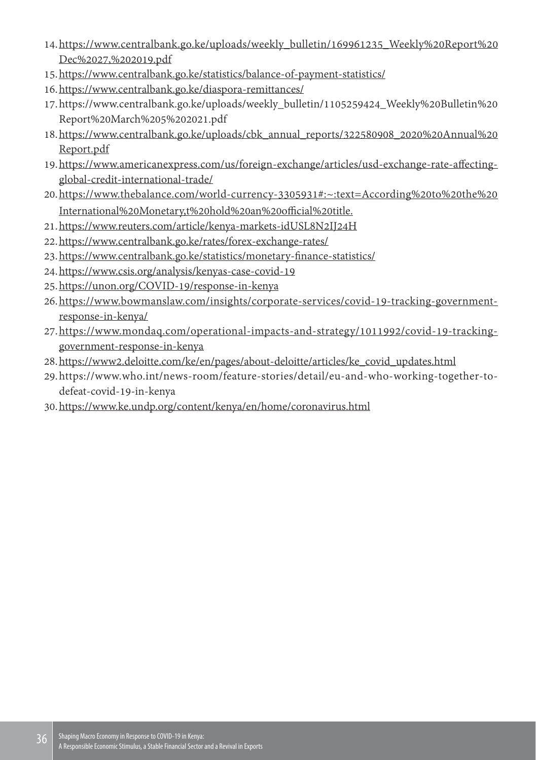14. https://www.centralbank.go.ke/uploads/weekly_bulletin/169961235_Weekly%20Report%20Dec%2027,%202019.pdf
15. https://www.centralbank.go.ke/statistics/balance-of-payment-statistics/
16. https://www.centralbank.go.ke/diaspora-remittances/
17. https://www.centralbank.go.ke/uploads/weekly_bulletin/1105259424_Weekly%20Bulletin%20Report%20March%205%202021.pdf
18. https://www.centralbank.go.ke/uploads/cbk_annual_reports/322580908_2020%20Annual%20Report.pdf
19. https://www.americanexpress.com/us/foreign-exchange/articles/usd-exchange-rate-affecting-global-credit-international-trade/
20. https://www.thebalance.com/world-currency-3305931#:~:text=According%20to%20the%20International%20Monetary,t%20hold%20an%20official%20title.
21. https://www.reuters.com/article/kenya-markets-idUSL8N2IJ24H
22. https://www.centralbank.go.ke/rates/forex-exchange-rates/
23. https://www.centralbank.go.ke/statistics/monetary-finance-statistics/
24. https://www.csis.org/analysis/kenyas-case-covid-19
25. https://unon.org/COVID-19/response-in-kenya
26. https://www.bowmanslaw.com/insights/corporate-services/covid-19-tracking-government-response-in-kenya/
27. https://www.mondaq.com/operational-impacts-and-strategy/1011992/covid-19-tracking-government-response-in-kenya
28. https://www2.deloitte.com/ke/en/pages/about-deloitte/articles/ke_covid_updates.html
29. https://www.who.int/news-room/feature-stories/detail/eu-and-who-working-together-to-defeat-covid-19-in-kenya
30. https://www.ke.undp.org/content/kenya/en/home/coronavirus.html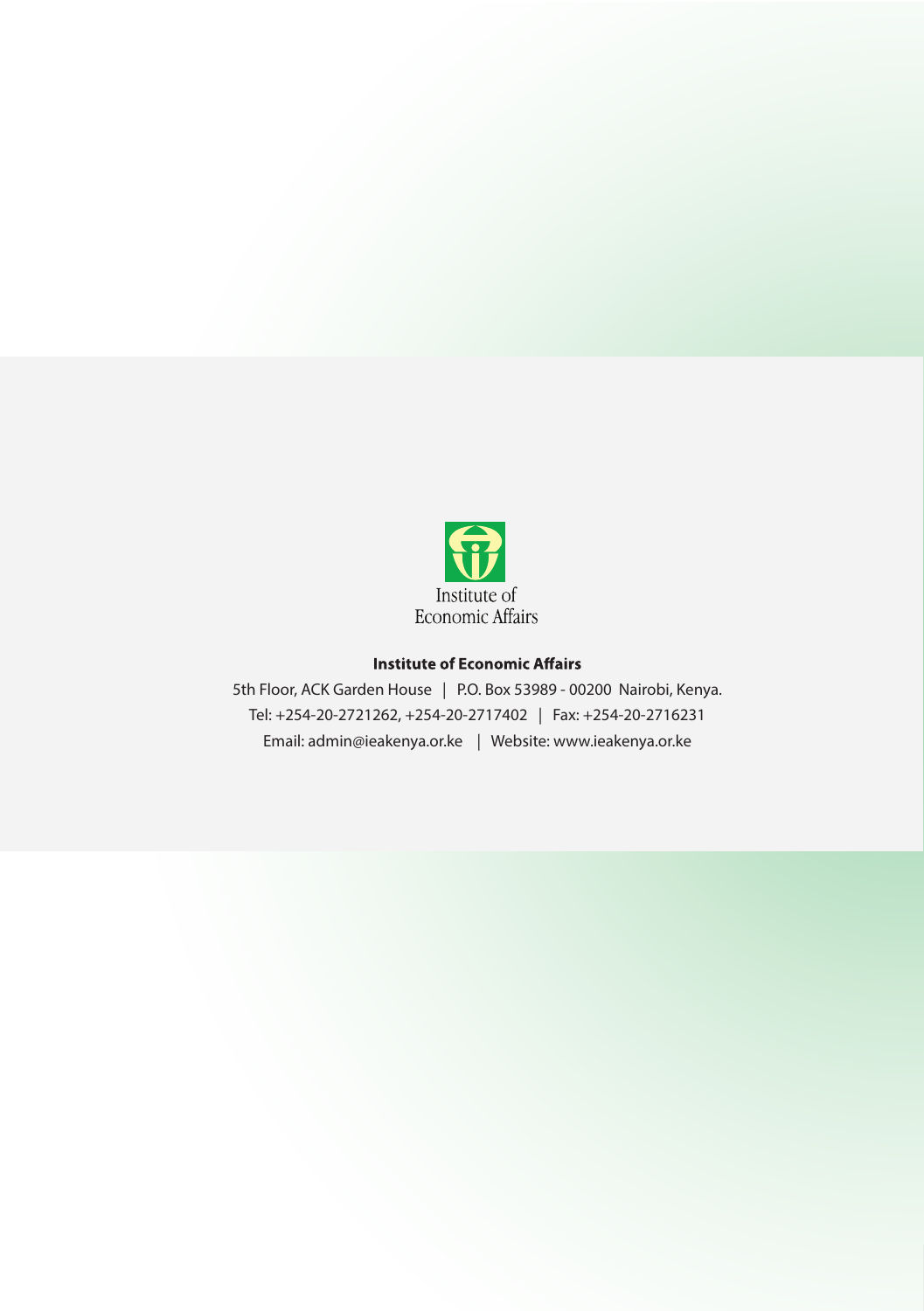Institute of
Economic Affairs

**Institute of Economic Affairs**

5th Floor, ACK Garden House | P.O. Box 53989 - 00200 Nairobi, Kenya.

Tel: +254-20-2721262, +254-20-2717402 | Fax: +254-20-2716231

Email: admin@ieakenya.or.ke | Website: www.ieakenya.or.ke